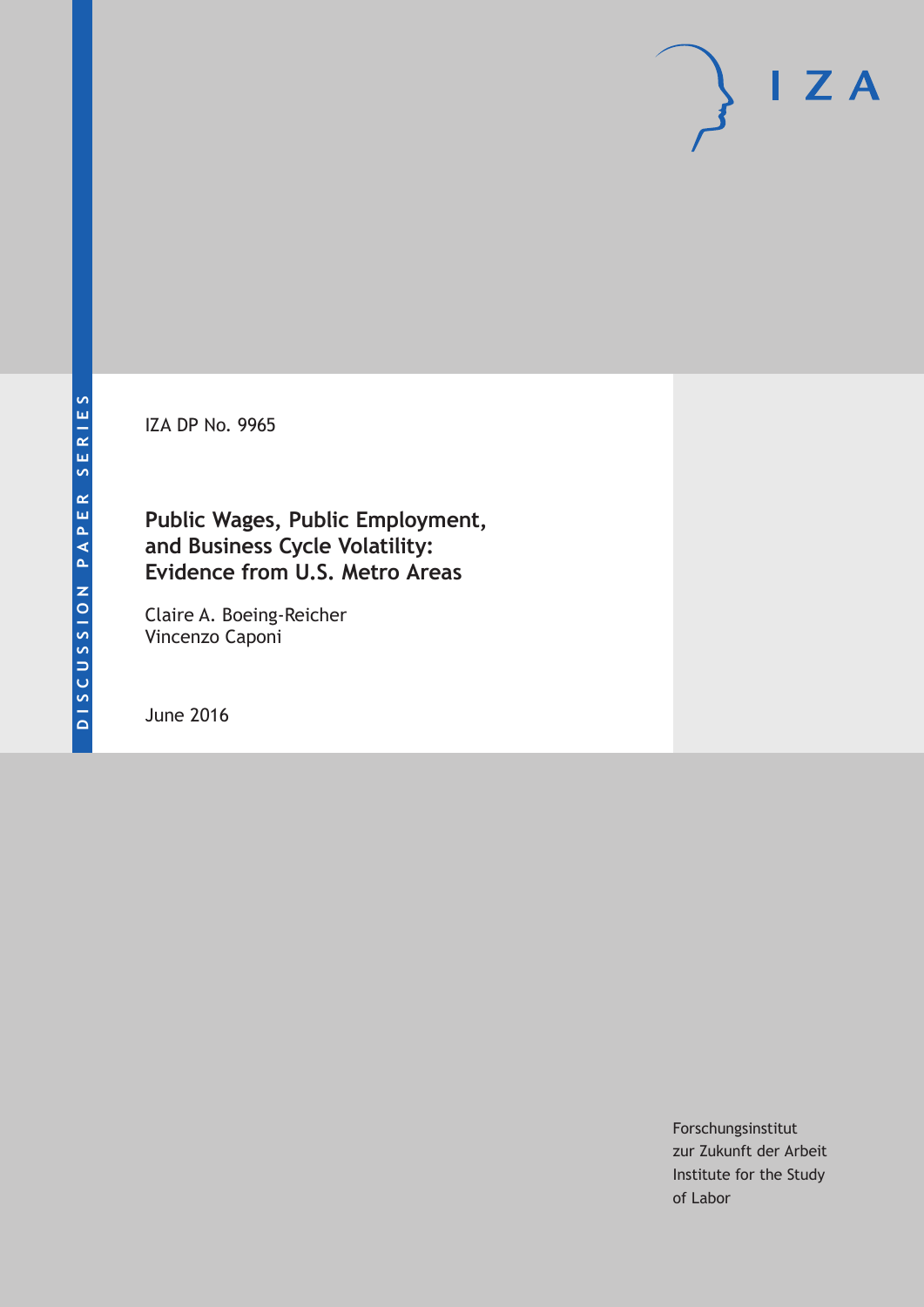DISCUSSION PAPER SERIES

IZA DP No. 9965

# Public Wages, Public Employment, and Business Cycle Volatility: Evidence from U.S. Metro Areas

Claire A. Boeing-Reicher
Vincenzo Caponi

June 2016

Forschungsinstitut
zur Zukunft der Arbeit
Institute for the Study
of Labor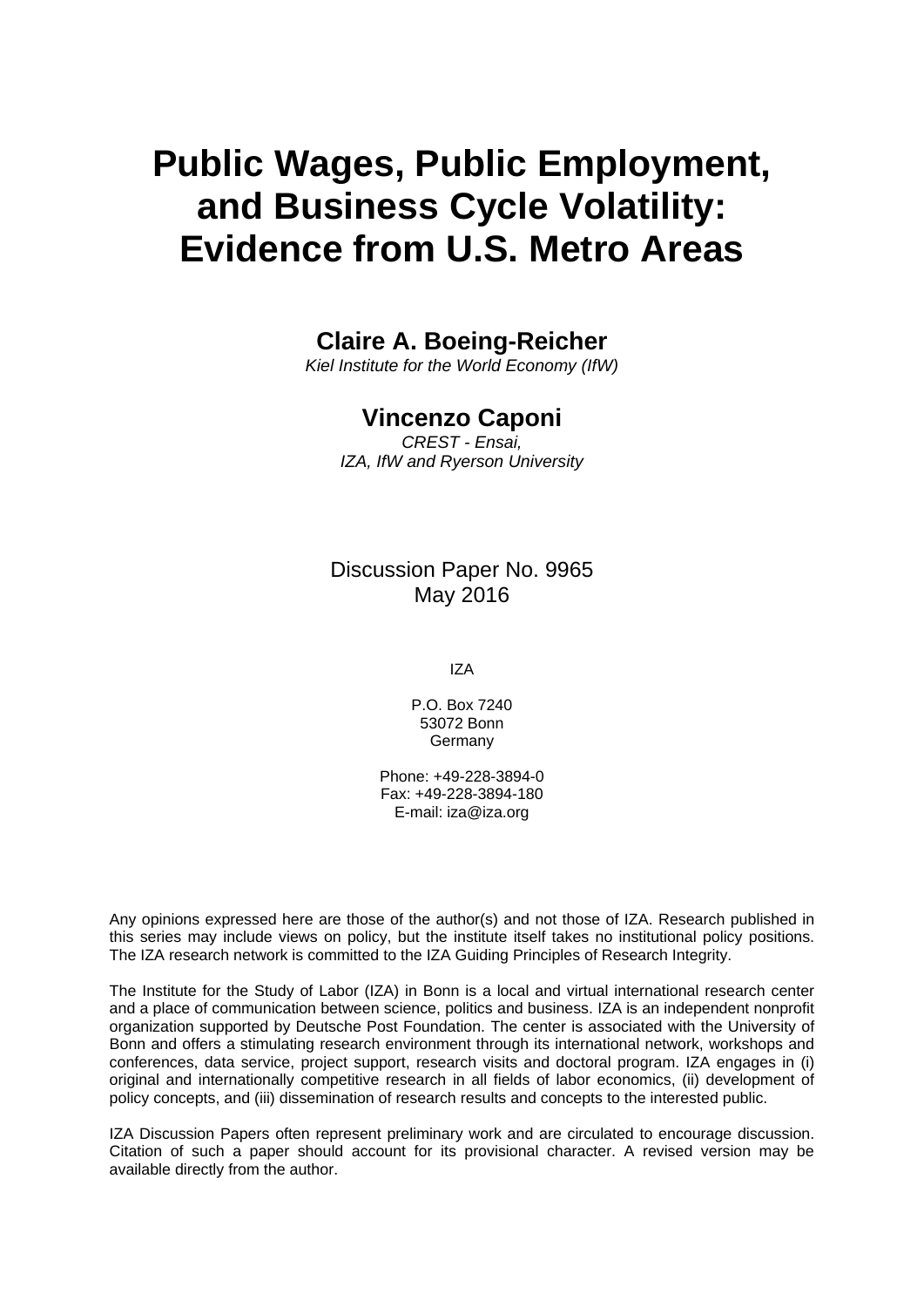# Public Wages, Public Employment, and Business Cycle Volatility: Evidence from U.S. Metro Areas

**Claire A. Boeing-Reicher**
*Kiel Institute for the World Economy (IfW)*

**Vincenzo Caponi**
*CREST - Ensai,*
*IZA, IfW and Ryerson University*

Discussion Paper No. 9965
May 2016

IZA

P.O. Box 7240
53072 Bonn
Germany

Phone: +49-228-3894-0
Fax: +49-228-3894-180
E-mail: iza@iza.org

Any opinions expressed here are those of the author(s) and not those of IZA. Research published in this series may include views on policy, but the institute itself takes no institutional policy positions. The IZA research network is committed to the IZA Guiding Principles of Research Integrity.

The Institute for the Study of Labor (IZA) in Bonn is a local and virtual international research center and a place of communication between science, politics and business. IZA is an independent nonprofit organization supported by Deutsche Post Foundation. The center is associated with the University of Bonn and offers a stimulating research environment through its international network, workshops and conferences, data service, project support, research visits and doctoral program. IZA engages in (i) original and internationally competitive research in all fields of labor economics, (ii) development of policy concepts, and (iii) dissemination of research results and concepts to the interested public.

IZA Discussion Papers often represent preliminary work and are circulated to encourage discussion. Citation of such a paper should account for its provisional character. A revised version may be available directly from the author.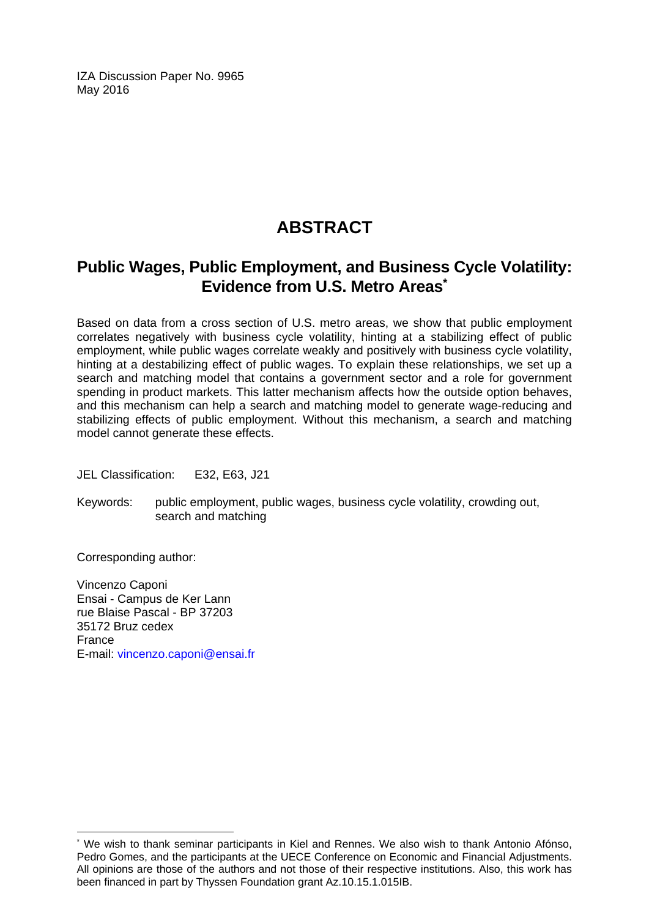IZA Discussion Paper No. 9965
May 2016

# ABSTRACT

## Public Wages, Public Employment, and Business Cycle Volatility: Evidence from U.S. Metro Areas*

Based on data from a cross section of U.S. metro areas, we show that public employment correlates negatively with business cycle volatility, hinting at a stabilizing effect of public employment, while public wages correlate weakly and positively with business cycle volatility, hinting at a destabilizing effect of public wages. To explain these relationships, we set up a search and matching model that contains a government sector and a role for government spending in product markets. This latter mechanism affects how the outside option behaves, and this mechanism can help a search and matching model to generate wage-reducing and stabilizing effects of public employment. Without this mechanism, a search and matching model cannot generate these effects.

JEL Classification: E32, E63, J21

Keywords: public employment, public wages, business cycle volatility, crowding out, search and matching

Corresponding author:

Vincenzo Caponi
Ensai - Campus de Ker Lann
rue Blaise Pascal - BP 37203
35172 Bruz cedex
France
E-mail: vincenzo.caponi@ensai.fr

---

* We wish to thank seminar participants in Kiel and Rennes. We also wish to thank Antonio Afónso, Pedro Gomes, and the participants at the UECE Conference on Economic and Financial Adjustments. All opinions are those of the authors and not those of their respective institutions. Also, this work has been financed in part by Thyssen Foundation grant Az.10.15.1.015IB.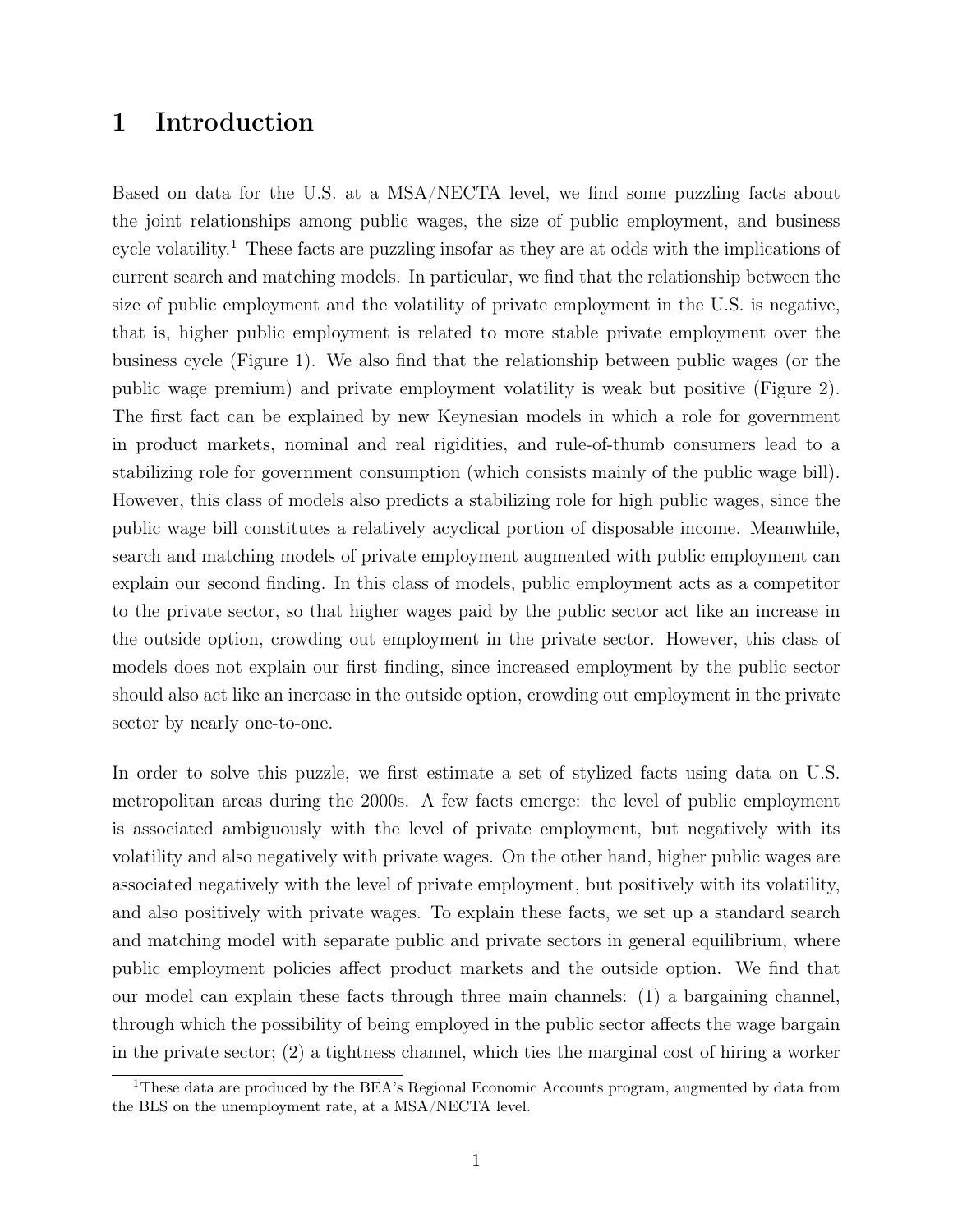# 1 Introduction

Based on data for the U.S. at a MSA/NECTA level, we find some puzzling facts about the joint relationships among public wages, the size of public employment, and business cycle volatility.[1] These facts are puzzling insofar as they are at odds with the implications of current search and matching models. In particular, we find that the relationship between the size of public employment and the volatility of private employment in the U.S. is negative, that is, higher public employment is related to more stable private employment over the business cycle (Figure 1). We also find that the relationship between public wages (or the public wage premium) and private employment volatility is weak but positive (Figure 2). The first fact can be explained by new Keynesian models in which a role for government in product markets, nominal and real rigidities, and rule-of-thumb consumers lead to a stabilizing role for government consumption (which consists mainly of the public wage bill). However, this class of models also predicts a stabilizing role for high public wages, since the public wage bill constitutes a relatively acyclical portion of disposable income. Meanwhile, search and matching models of private employment augmented with public employment can explain our second finding. In this class of models, public employment acts as a competitor to the private sector, so that higher wages paid by the public sector act like an increase in the outside option, crowding out employment in the private sector. However, this class of models does not explain our first finding, since increased employment by the public sector should also act like an increase in the outside option, crowding out employment in the private sector by nearly one-to-one.

In order to solve this puzzle, we first estimate a set of stylized facts using data on U.S. metropolitan areas during the 2000s. A few facts emerge: the level of public employment is associated ambiguously with the level of private employment, but negatively with its volatility and also negatively with private wages. On the other hand, higher public wages are associated negatively with the level of private employment, but positively with its volatility, and also positively with private wages. To explain these facts, we set up a standard search and matching model with separate public and private sectors in general equilibrium, where public employment policies affect product markets and the outside option. We find that our model can explain these facts through three main channels: (1) a bargaining channel, through which the possibility of being employed in the public sector affects the wage bargain in the private sector; (2) a tightness channel, which ties the marginal cost of hiring a worker

[1] These data are produced by the BEA's Regional Economic Accounts program, augmented by data from the BLS on the unemployment rate, at a MSA/NECTA level.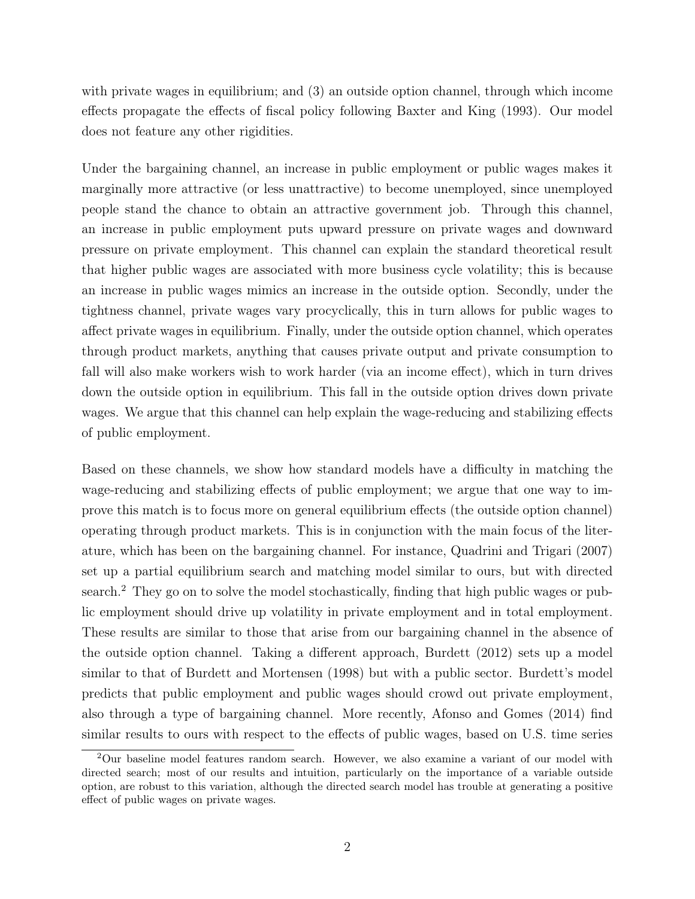with private wages in equilibrium; and (3) an outside option channel, through which income effects propagate the effects of fiscal policy following Baxter and King (1993). Our model does not feature any other rigidities.

Under the bargaining channel, an increase in public employment or public wages makes it marginally more attractive (or less unattractive) to become unemployed, since unemployed people stand the chance to obtain an attractive government job. Through this channel, an increase in public employment puts upward pressure on private wages and downward pressure on private employment. This channel can explain the standard theoretical result that higher public wages are associated with more business cycle volatility; this is because an increase in public wages mimics an increase in the outside option. Secondly, under the tightness channel, private wages vary procyclically, this in turn allows for public wages to affect private wages in equilibrium. Finally, under the outside option channel, which operates through product markets, anything that causes private output and private consumption to fall will also make workers wish to work harder (via an income effect), which in turn drives down the outside option in equilibrium. This fall in the outside option drives down private wages. We argue that this channel can help explain the wage-reducing and stabilizing effects of public employment.

Based on these channels, we show how standard models have a difficulty in matching the wage-reducing and stabilizing effects of public employment; we argue that one way to improve this match is to focus more on general equilibrium effects (the outside option channel) operating through product markets. This is in conjunction with the main focus of the literature, which has been on the bargaining channel. For instance, Quadrini and Trigari (2007) set up a partial equilibrium search and matching model similar to ours, but with directed search.[2] They go on to solve the model stochastically, finding that high public wages or public employment should drive up volatility in private employment and in total employment. These results are similar to those that arise from our bargaining channel in the absence of the outside option channel. Taking a different approach, Burdett (2012) sets up a model similar to that of Burdett and Mortensen (1998) but with a public sector. Burdett's model predicts that public employment and public wages should crowd out private employment, also through a type of bargaining channel. More recently, Afonso and Gomes (2014) find similar results to ours with respect to the effects of public wages, based on U.S. time series

[2] Our baseline model features random search. However, we also examine a variant of our model with directed search; most of our results and intuition, particularly on the importance of a variable outside option, are robust to this variation, although the directed search model has trouble at generating a positive effect of public wages on private wages.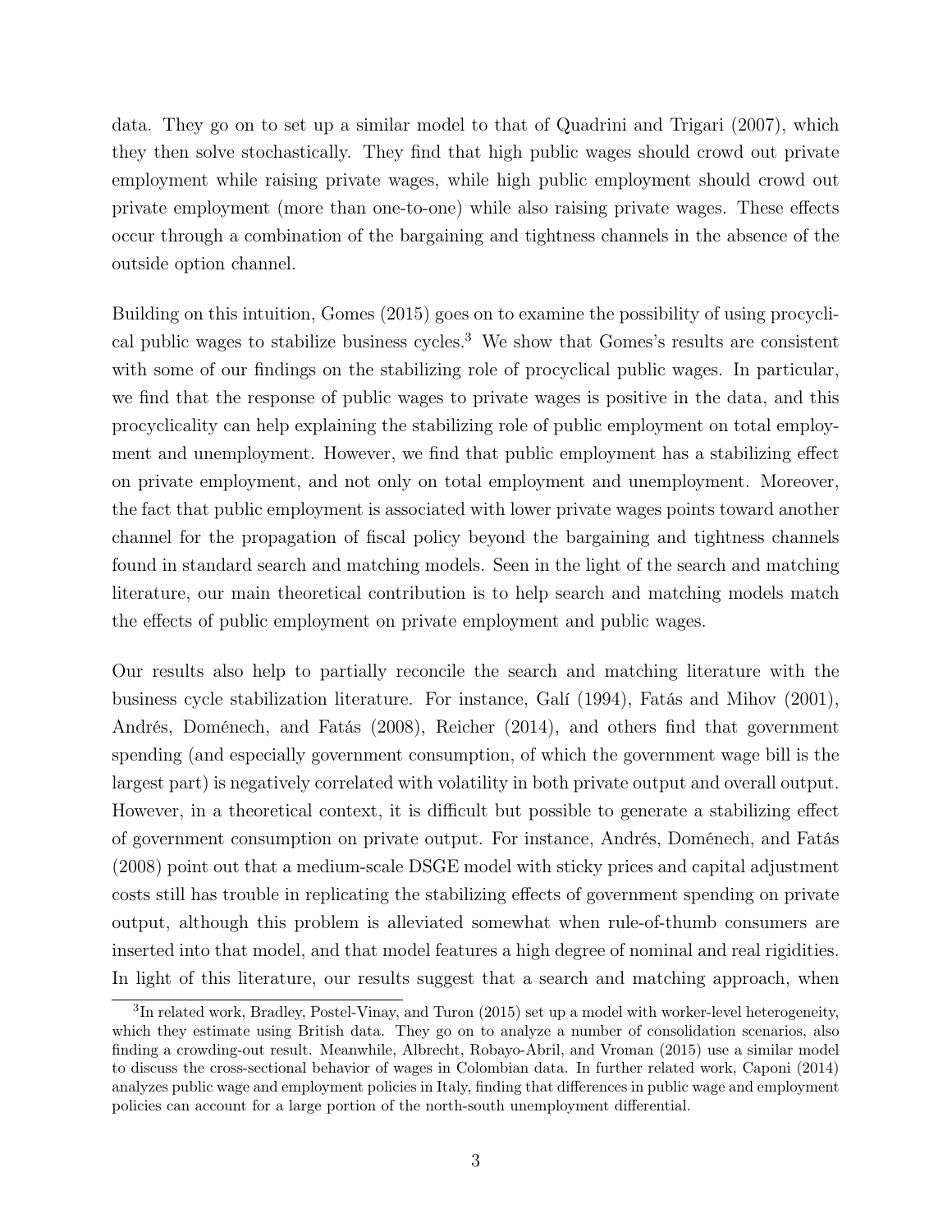data. They go on to set up a similar model to that of Quadrini and Trigari (2007), which they then solve stochastically. They find that high public wages should crowd out private employment while raising private wages, while high public employment should crowd out private employment (more than one-to-one) while also raising private wages. These effects occur through a combination of the bargaining and tightness channels in the absence of the outside option channel.

Building on this intuition, Gomes (2015) goes on to examine the possibility of using procyclical public wages to stabilize business cycles.[3] We show that Gomes's results are consistent with some of our findings on the stabilizing role of procyclical public wages. In particular, we find that the response of public wages to private wages is positive in the data, and this procyclicality can help explaining the stabilizing role of public employment on total employment and unemployment. However, we find that public employment has a stabilizing effect on private employment, and not only on total employment and unemployment. Moreover, the fact that public employment is associated with lower private wages points toward another channel for the propagation of fiscal policy beyond the bargaining and tightness channels found in standard search and matching models. Seen in the light of the search and matching literature, our main theoretical contribution is to help search and matching models match the effects of public employment on private employment and public wages.

Our results also help to partially reconcile the search and matching literature with the business cycle stabilization literature. For instance, Galí (1994), Fatás and Mihov (2001), Andrés, Doménech, and Fatás (2008), Reicher (2014), and others find that government spending (and especially government consumption, of which the government wage bill is the largest part) is negatively correlated with volatility in both private output and overall output. However, in a theoretical context, it is difficult but possible to generate a stabilizing effect of government consumption on private output. For instance, Andrés, Doménech, and Fatás (2008) point out that a medium-scale DSGE model with sticky prices and capital adjustment costs still has trouble in replicating the stabilizing effects of government spending on private output, although this problem is alleviated somewhat when rule-of-thumb consumers are inserted into that model, and that model features a high degree of nominal and real rigidities. In light of this literature, our results suggest that a search and matching approach, when

[3]In related work, Bradley, Postel-Vinay, and Turon (2015) set up a model with worker-level heterogeneity, which they estimate using British data. They go on to analyze a number of consolidation scenarios, also finding a crowding-out result. Meanwhile, Albrecht, Robayo-Abril, and Vroman (2015) use a similar model to discuss the cross-sectional behavior of wages in Colombian data. In further related work, Caponi (2014) analyzes public wage and employment policies in Italy, finding that differences in public wage and employment policies can account for a large portion of the north-south unemployment differential.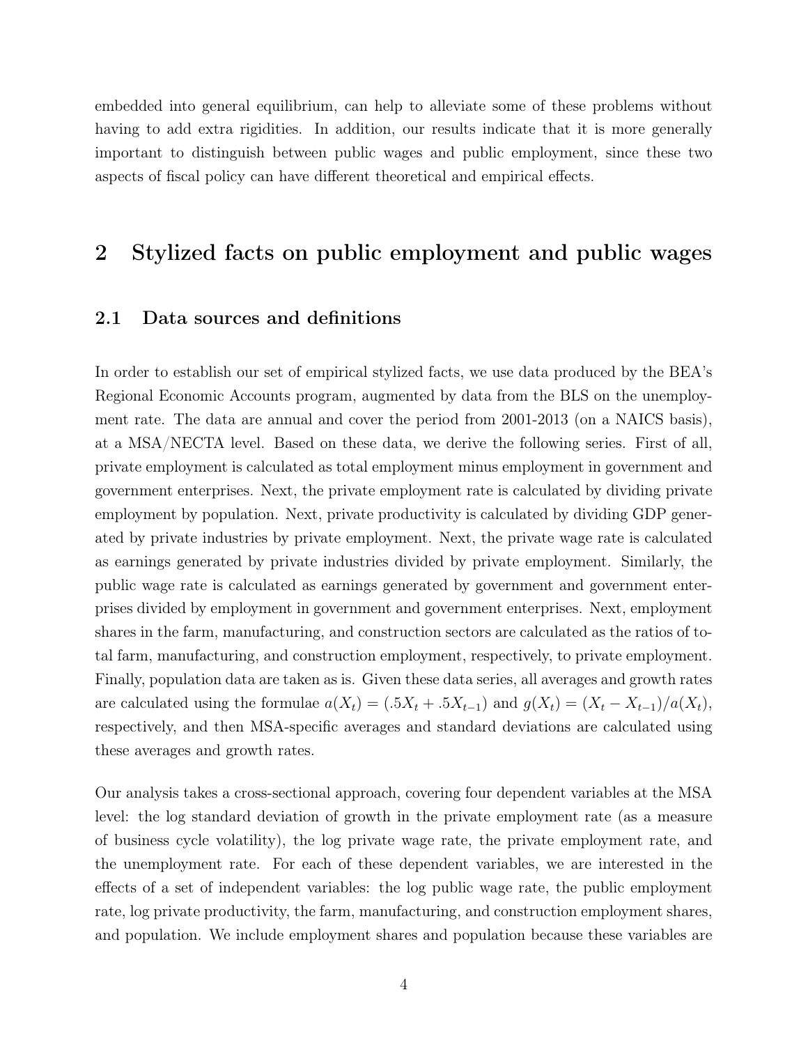embedded into general equilibrium, can help to alleviate some of these problems without having to add extra rigidities. In addition, our results indicate that it is more generally important to distinguish between public wages and public employment, since these two aspects of fiscal policy can have different theoretical and empirical effects.

# 2 Stylized facts on public employment and public wages

## 2.1 Data sources and definitions

In order to establish our set of empirical stylized facts, we use data produced by the BEA's Regional Economic Accounts program, augmented by data from the BLS on the unemployment rate. The data are annual and cover the period from 2001-2013 (on a NAICS basis), at a MSA/NECTA level. Based on these data, we derive the following series. First of all, private employment is calculated as total employment minus employment in government and government enterprises. Next, the private employment rate is calculated by dividing private employment by population. Next, private productivity is calculated by dividing GDP generated by private industries by private employment. Next, the private wage rate is calculated as earnings generated by private industries divided by private employment. Similarly, the public wage rate is calculated as earnings generated by government and government enterprises divided by employment in government and government enterprises. Next, employment shares in the farm, manufacturing, and construction sectors are calculated as the ratios of total farm, manufacturing, and construction employment, respectively, to private employment. Finally, population data are taken as is. Given these data series, all averages and growth rates are calculated using the formulae $a(X_t) = (.5X_t + .5X_{t-1})$ and $g(X_t) = (X_t - X_{t-1})/a(X_t)$, respectively, and then MSA-specific averages and standard deviations are calculated using these averages and growth rates.

Our analysis takes a cross-sectional approach, covering four dependent variables at the MSA level: the log standard deviation of growth in the private employment rate (as a measure of business cycle volatility), the log private wage rate, the private employment rate, and the unemployment rate. For each of these dependent variables, we are interested in the effects of a set of independent variables: the log public wage rate, the public employment rate, log private productivity, the farm, manufacturing, and construction employment shares, and population. We include employment shares and population because these variables are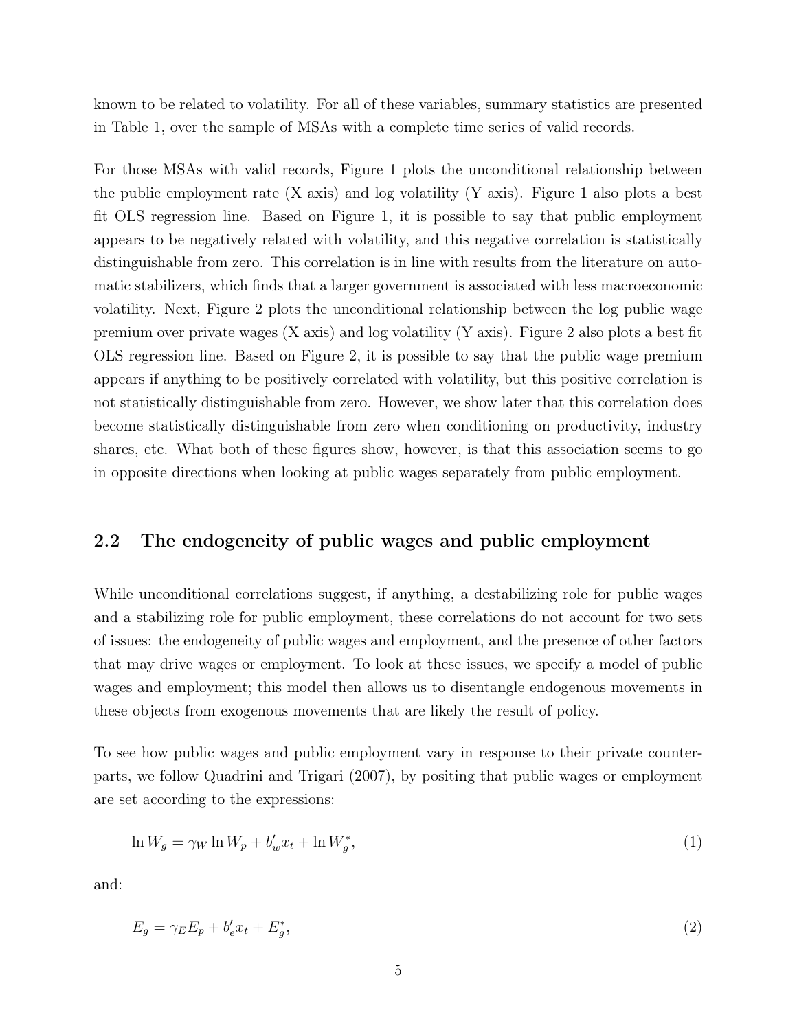known to be related to volatility. For all of these variables, summary statistics are presented in Table 1, over the sample of MSAs with a complete time series of valid records.

For those MSAs with valid records, Figure 1 plots the unconditional relationship between the public employment rate (X axis) and log volatility (Y axis). Figure 1 also plots a best fit OLS regression line. Based on Figure 1, it is possible to say that public employment appears to be negatively related with volatility, and this negative correlation is statistically distinguishable from zero. This correlation is in line with results from the literature on automatic stabilizers, which finds that a larger government is associated with less macroeconomic volatility. Next, Figure 2 plots the unconditional relationship between the log public wage premium over private wages (X axis) and log volatility (Y axis). Figure 2 also plots a best fit OLS regression line. Based on Figure 2, it is possible to say that the public wage premium appears if anything to be positively correlated with volatility, but this positive correlation is not statistically distinguishable from zero. However, we show later that this correlation does become statistically distinguishable from zero when conditioning on productivity, industry shares, etc. What both of these figures show, however, is that this association seems to go in opposite directions when looking at public wages separately from public employment.

## 2.2 The endogeneity of public wages and public employment

While unconditional correlations suggest, if anything, a destabilizing role for public wages and a stabilizing role for public employment, these correlations do not account for two sets of issues: the endogeneity of public wages and employment, and the presence of other factors that may drive wages or employment. To look at these issues, we specify a model of public wages and employment; this model then allows us to disentangle endogenous movements in these objects from exogenous movements that are likely the result of policy.

To see how public wages and public employment vary in response to their private counterparts, we follow Quadrini and Trigari (2007), by positing that public wages or employment are set according to the expressions:

$$\ln W_g = \gamma_W \ln W_p + b_w' x_t + \ln W_g^*, \tag{1}$$

and:

$$E_g = \gamma_E E_p + b_e' x_t + E_g^*, \tag{2}$$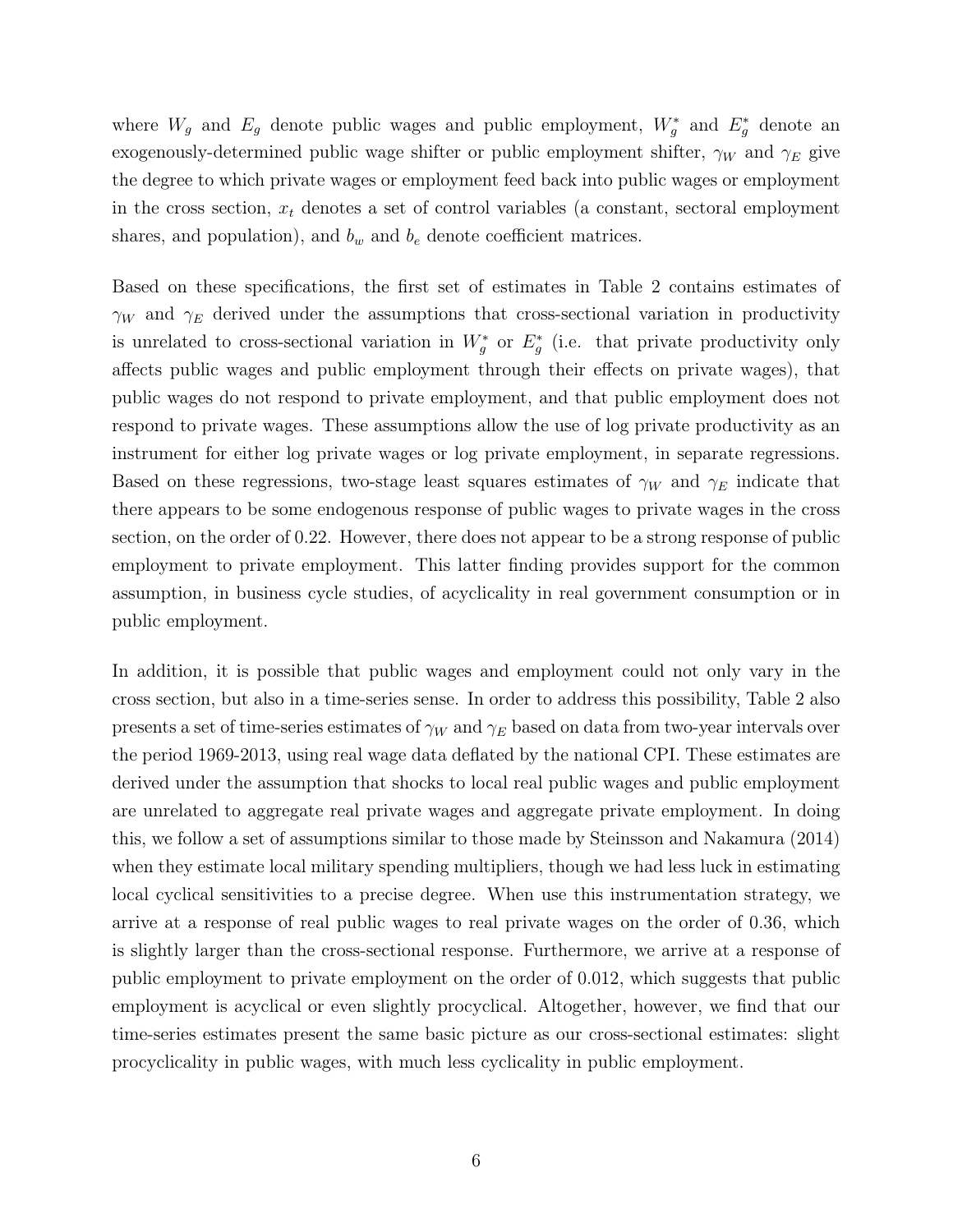where $W_g$ and $E_g$ denote public wages and public employment, $W_g^*$ and $E_g^*$ denote an exogenously-determined public wage shifter or public employment shifter, $\gamma_W$ and $\gamma_E$ give the degree to which private wages or employment feed back into public wages or employment in the cross section, $x_t$ denotes a set of control variables (a constant, sectoral employment shares, and population), and $b_w$ and $b_e$ denote coefficient matrices.

Based on these specifications, the first set of estimates in Table 2 contains estimates of $\gamma_W$ and $\gamma_E$ derived under the assumptions that cross-sectional variation in productivity is unrelated to cross-sectional variation in $W_g^*$ or $E_g^*$ (i.e. that private productivity only affects public wages and public employment through their effects on private wages), that public wages do not respond to private employment, and that public employment does not respond to private wages. These assumptions allow the use of log private productivity as an instrument for either log private wages or log private employment, in separate regressions. Based on these regressions, two-stage least squares estimates of $\gamma_W$ and $\gamma_E$ indicate that there appears to be some endogenous response of public wages to private wages in the cross section, on the order of 0.22. However, there does not appear to be a strong response of public employment to private employment. This latter finding provides support for the common assumption, in business cycle studies, of acyclicality in real government consumption or in public employment.

In addition, it is possible that public wages and employment could not only vary in the cross section, but also in a time-series sense. In order to address this possibility, Table 2 also presents a set of time-series estimates of $\gamma_W$ and $\gamma_E$ based on data from two-year intervals over the period 1969-2013, using real wage data deflated by the national CPI. These estimates are derived under the assumption that shocks to local real public wages and public employment are unrelated to aggregate real private wages and aggregate private employment. In doing this, we follow a set of assumptions similar to those made by Steinsson and Nakamura (2014) when they estimate local military spending multipliers, though we had less luck in estimating local cyclical sensitivities to a precise degree. When use this instrumentation strategy, we arrive at a response of real public wages to real private wages on the order of 0.36, which is slightly larger than the cross-sectional response. Furthermore, we arrive at a response of public employment to private employment on the order of 0.012, which suggests that public employment is acyclical or even slightly procyclical. Altogether, however, we find that our time-series estimates present the same basic picture as our cross-sectional estimates: slight procyclicality in public wages, with much less cyclicality in public employment.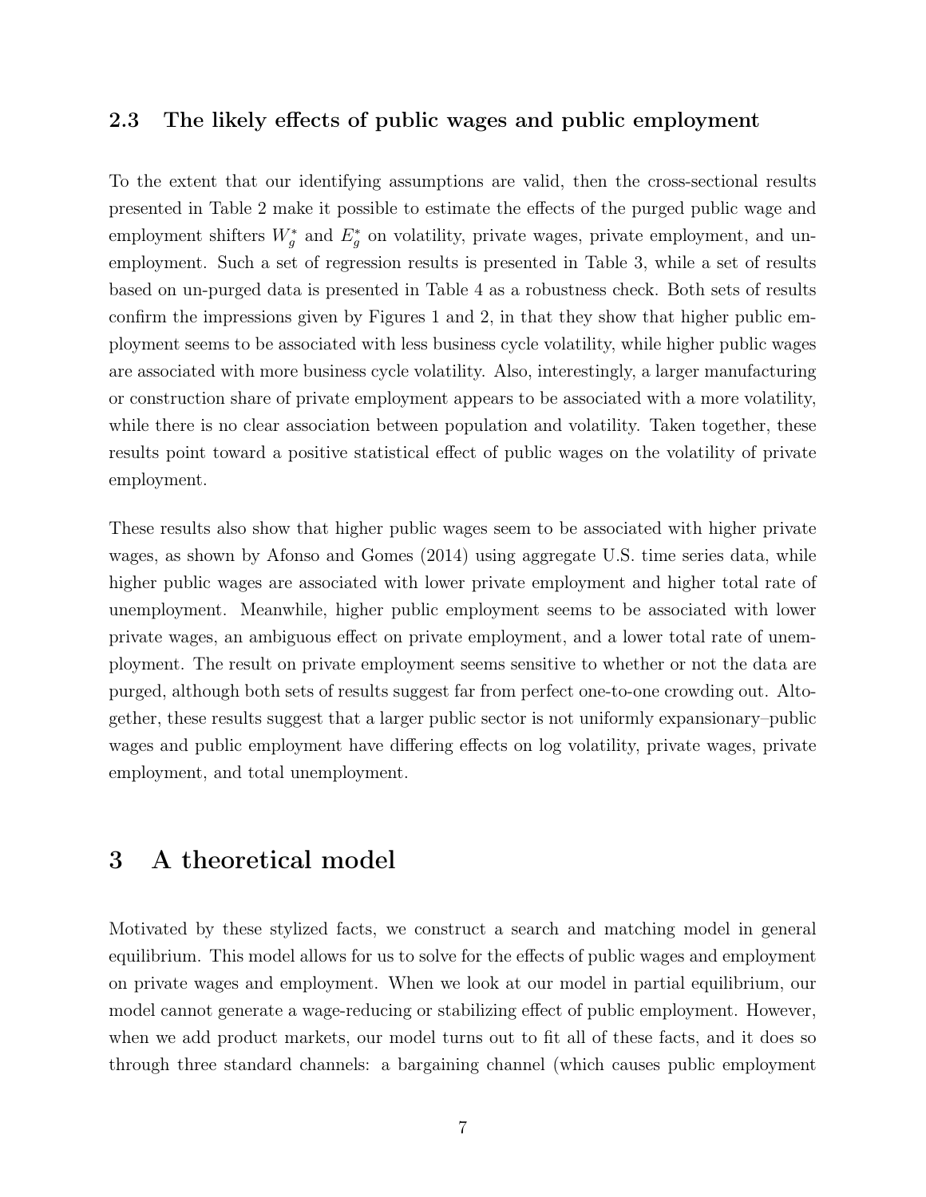### 2.3 The likely effects of public wages and public employment

To the extent that our identifying assumptions are valid, then the cross-sectional results presented in Table 2 make it possible to estimate the effects of the purged public wage and employment shifters $W_g^*$ and $E_g^*$ on volatility, private wages, private employment, and unemployment. Such a set of regression results is presented in Table 3, while a set of results based on un-purged data is presented in Table 4 as a robustness check. Both sets of results confirm the impressions given by Figures 1 and 2, in that they show that higher public employment seems to be associated with less business cycle volatility, while higher public wages are associated with more business cycle volatility. Also, interestingly, a larger manufacturing or construction share of private employment appears to be associated with a more volatility, while there is no clear association between population and volatility. Taken together, these results point toward a positive statistical effect of public wages on the volatility of private employment.

These results also show that higher public wages seem to be associated with higher private wages, as shown by Afonso and Gomes (2014) using aggregate U.S. time series data, while higher public wages are associated with lower private employment and higher total rate of unemployment. Meanwhile, higher public employment seems to be associated with lower private wages, an ambiguous effect on private employment, and a lower total rate of unemployment. The result on private employment seems sensitive to whether or not the data are purged, although both sets of results suggest far from perfect one-to-one crowding out. Altogether, these results suggest that a larger public sector is not uniformly expansionary–public wages and public employment have differing effects on log volatility, private wages, private employment, and total unemployment.

## 3 A theoretical model

Motivated by these stylized facts, we construct a search and matching model in general equilibrium. This model allows for us to solve for the effects of public wages and employment on private wages and employment. When we look at our model in partial equilibrium, our model cannot generate a wage-reducing or stabilizing effect of public employment. However, when we add product markets, our model turns out to fit all of these facts, and it does so through three standard channels: a bargaining channel (which causes public employment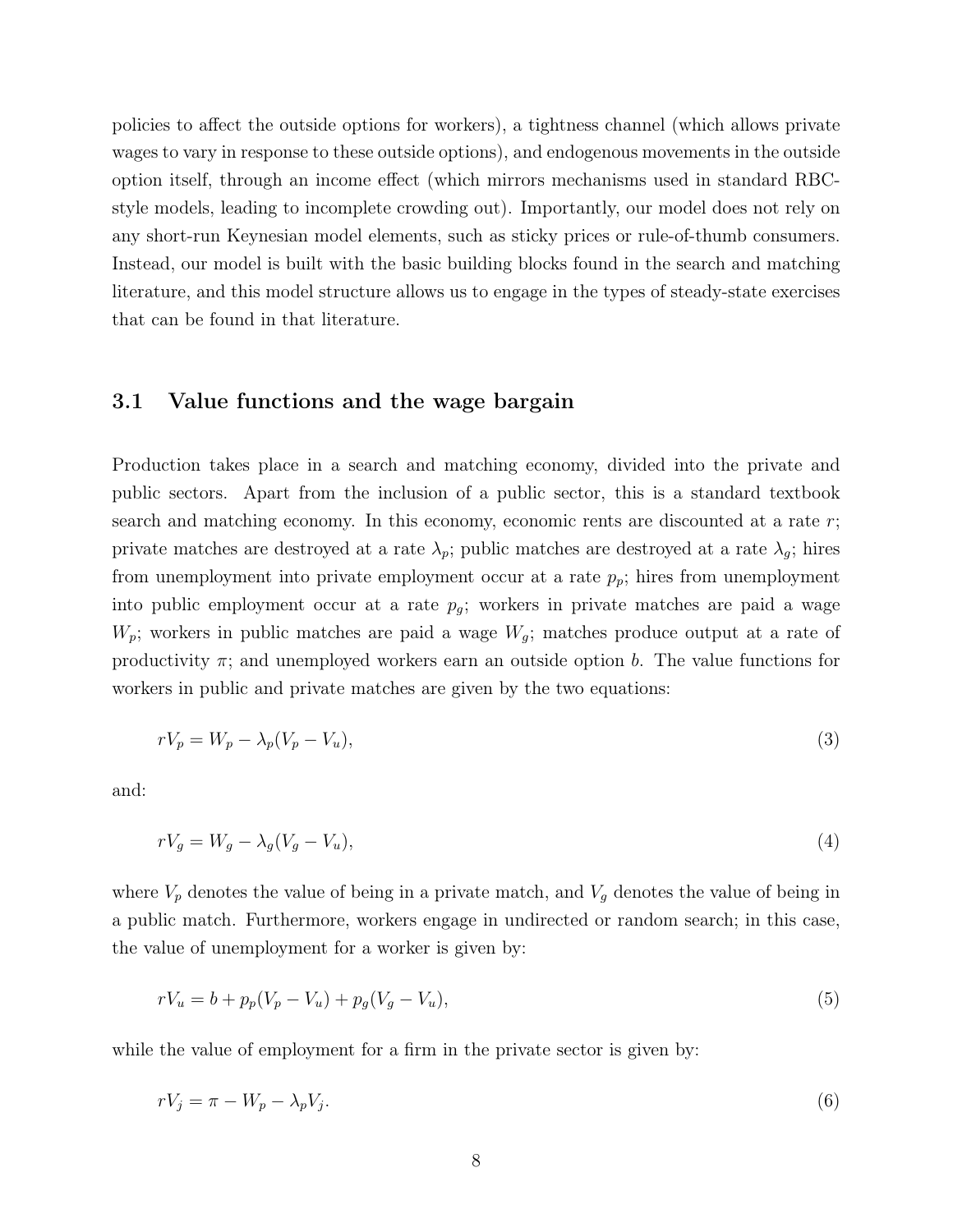policies to affect the outside options for workers), a tightness channel (which allows private wages to vary in response to these outside options), and endogenous movements in the outside option itself, through an income effect (which mirrors mechanisms used in standard RBC-style models, leading to incomplete crowding out). Importantly, our model does not rely on any short-run Keynesian model elements, such as sticky prices or rule-of-thumb consumers. Instead, our model is built with the basic building blocks found in the search and matching literature, and this model structure allows us to engage in the types of steady-state exercises that can be found in that literature.

## 3.1 Value functions and the wage bargain

Production takes place in a search and matching economy, divided into the private and public sectors. Apart from the inclusion of a public sector, this is a standard textbook search and matching economy. In this economy, economic rents are discounted at a rate $r$; private matches are destroyed at a rate $\lambda_p$; public matches are destroyed at a rate $\lambda_g$; hires from unemployment into private employment occur at a rate $p_p$; hires from unemployment into public employment occur at a rate $p_g$; workers in private matches are paid a wage $W_p$; workers in public matches are paid a wage $W_g$; matches produce output at a rate of productivity $\pi$; and unemployed workers earn an outside option $b$. The value functions for workers in public and private matches are given by the two equations:

$$rV_p = W_p - \lambda_p(V_p - V_u), \tag{3}$$

and:

$$rV_g = W_g - \lambda_g(V_g - V_u), \tag{4}$$

where $V_p$ denotes the value of being in a private match, and $V_g$ denotes the value of being in a public match. Furthermore, workers engage in undirected or random search; in this case, the value of unemployment for a worker is given by:

$$rV_u = b + p_p(V_p - V_u) + p_g(V_g - V_u), \tag{5}$$

while the value of employment for a firm in the private sector is given by:

$$rV_j = \pi - W_p - \lambda_p V_j. \tag{6}$$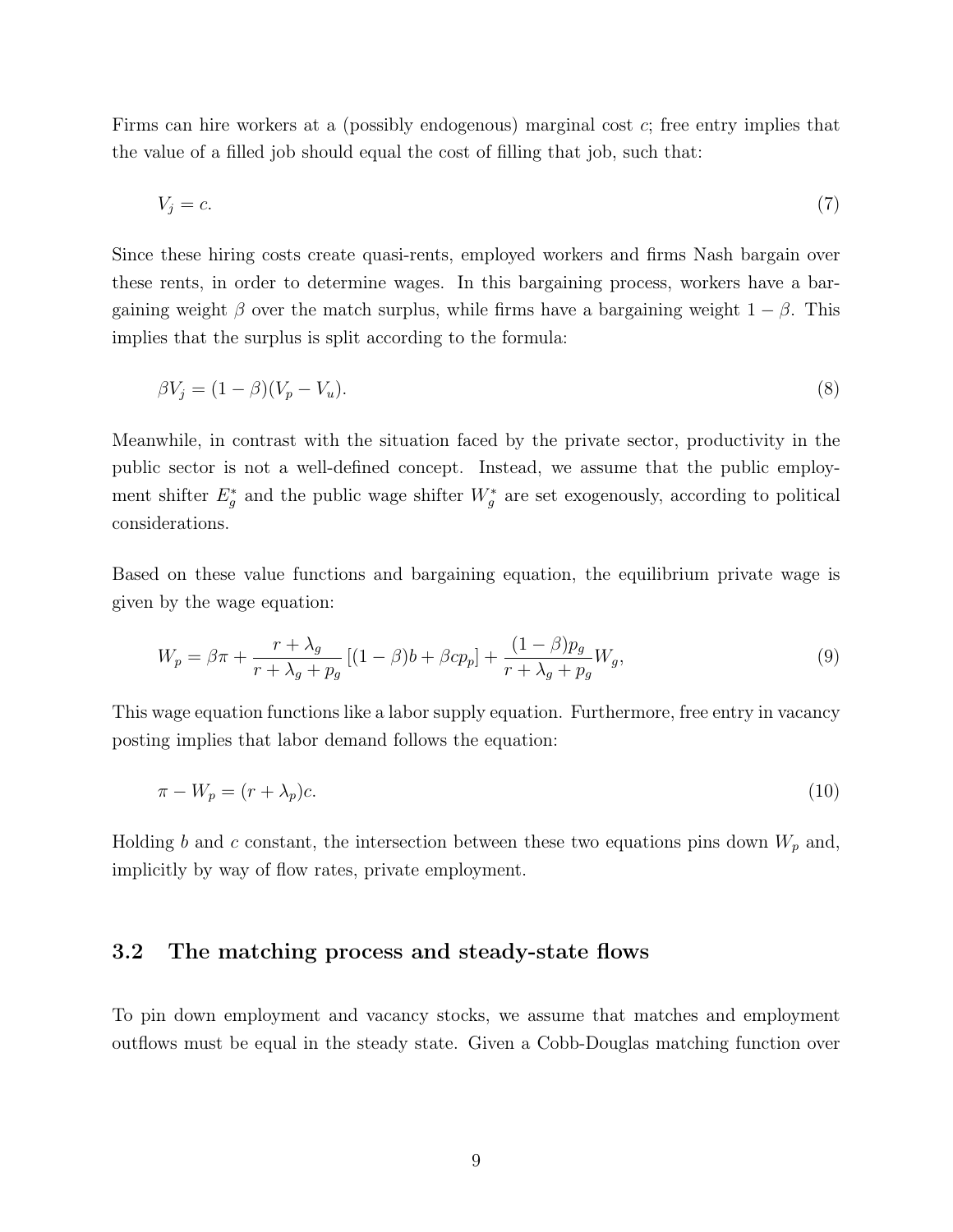Firms can hire workers at a (possibly endogenous) marginal cost $c$; free entry implies that the value of a filled job should equal the cost of filling that job, such that:

$$V_j = c. \tag{7}$$

Since these hiring costs create quasi-rents, employed workers and firms Nash bargain over these rents, in order to determine wages. In this bargaining process, workers have a bargaining weight $\beta$ over the match surplus, while firms have a bargaining weight $1 - \beta$. This implies that the surplus is split according to the formula:

$$\beta V_j = (1 - \beta)(V_p - V_u). \tag{8}$$

Meanwhile, in contrast with the situation faced by the private sector, productivity in the public sector is not a well-defined concept. Instead, we assume that the public employment shifter $E_g^*$ and the public wage shifter $W_g^*$ are set exogenously, according to political considerations.

Based on these value functions and bargaining equation, the equilibrium private wage is given by the wage equation:

$$W_p = \beta\pi + \frac{r + \lambda_g}{r + \lambda_g + p_g}\left[(1 - \beta)b + \beta c p_p\right] + \frac{(1 - \beta)p_g}{r + \lambda_g + p_g}W_g, \tag{9}$$

This wage equation functions like a labor supply equation. Furthermore, free entry in vacancy posting implies that labor demand follows the equation:

$$\pi - W_p = (r + \lambda_p)c. \tag{10}$$

Holding $b$ and $c$ constant, the intersection between these two equations pins down $W_p$ and, implicitly by way of flow rates, private employment.

## 3.2 The matching process and steady-state flows

To pin down employment and vacancy stocks, we assume that matches and employment outflows must be equal in the steady state. Given a Cobb-Douglas matching function over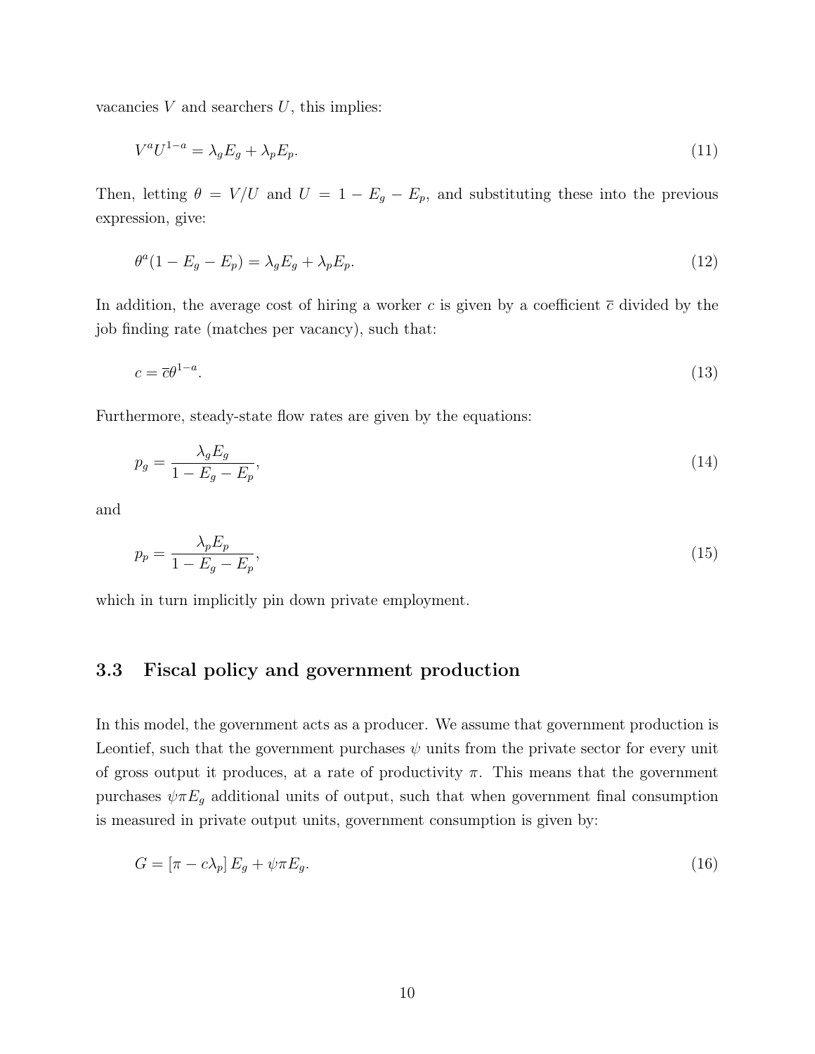vacancies $V$ and searchers $U$, this implies:

$$V^a U^{1-a} = \lambda_g E_g + \lambda_p E_p. \tag{11}$$

Then, letting $\theta = V/U$ and $U = 1 - E_g - E_p$, and substituting these into the previous expression, give:

$$\theta^a (1 - E_g - E_p) = \lambda_g E_g + \lambda_p E_p. \tag{12}$$

In addition, the average cost of hiring a worker $c$ is given by a coefficient $\overline{c}$ divided by the job finding rate (matches per vacancy), such that:

$$c = \overline{c}\theta^{1-a}. \tag{13}$$

Furthermore, steady-state flow rates are given by the equations:

$$p_g = \frac{\lambda_g E_g}{1 - E_g - E_p}, \tag{14}$$

and

$$p_p = \frac{\lambda_p E_p}{1 - E_g - E_p}, \tag{15}$$

which in turn implicitly pin down private employment.

## 3.3 Fiscal policy and government production

In this model, the government acts as a producer. We assume that government production is Leontief, such that the government purchases $\psi$ units from the private sector for every unit of gross output it produces, at a rate of productivity $\pi$. This means that the government purchases $\psi \pi E_g$ additional units of output, such that when government final consumption is measured in private output units, government consumption is given by:

$$G = [\pi - c\lambda_p] E_g + \psi \pi E_g. \tag{16}$$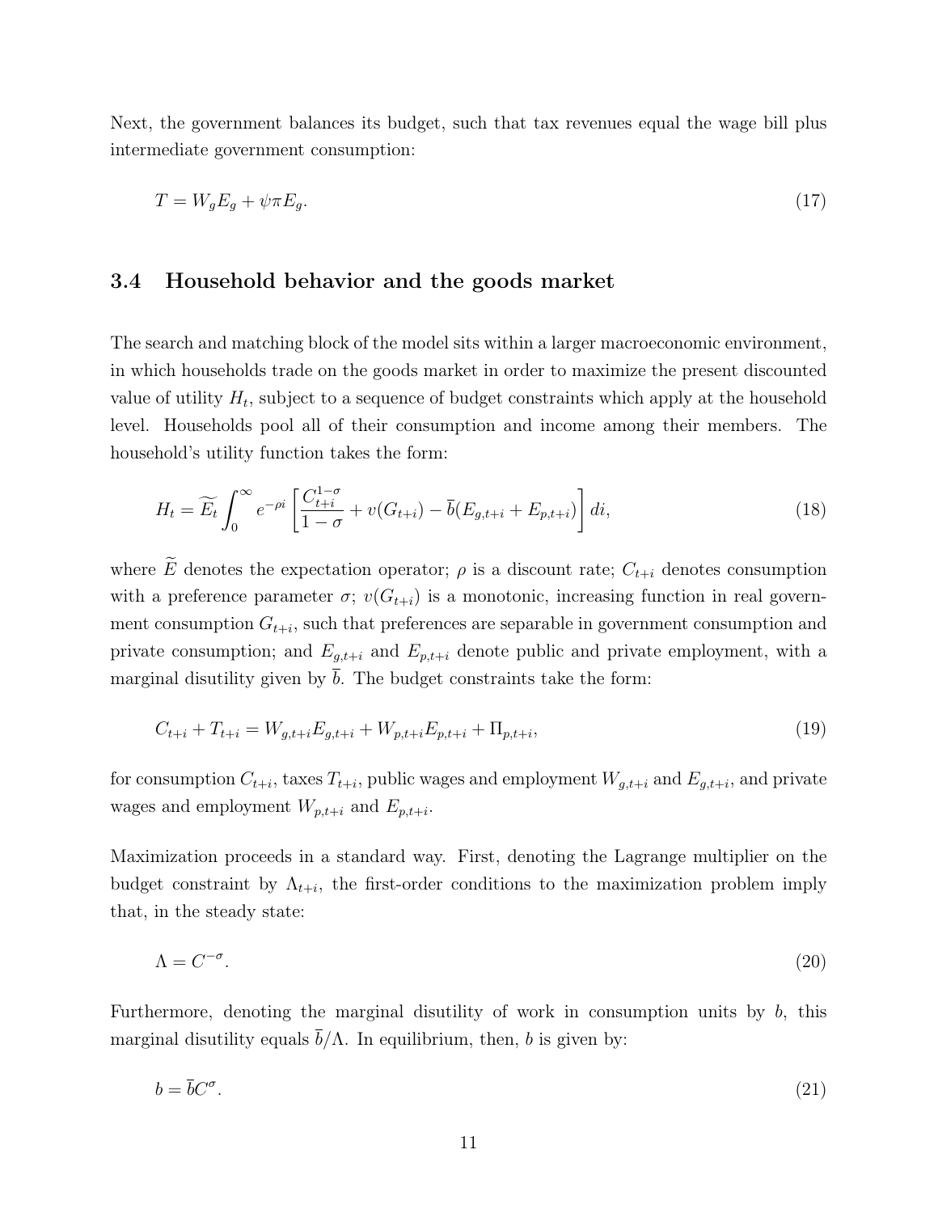Next, the government balances its budget, such that tax revenues equal the wage bill plus intermediate government consumption:

$$T = W_g E_g + \psi \pi E_g. \tag{17}$$

### 3.4 Household behavior and the goods market

The search and matching block of the model sits within a larger macroeconomic environment, in which households trade on the goods market in order to maximize the present discounted value of utility $H_t$, subject to a sequence of budget constraints which apply at the household level. Households pool all of their consumption and income among their members. The household's utility function takes the form:

$$H_t = \widetilde{E}_t \int_0^\infty e^{-\rho i} \left[ \frac{C_{t+i}^{1-\sigma}}{1-\sigma} + v(G_{t+i}) - \overline{b}(E_{g,t+i} + E_{p,t+i}) \right] di, \tag{18}$$

where $\widetilde{E}$ denotes the expectation operator; $\rho$ is a discount rate; $C_{t+i}$ denotes consumption with a preference parameter $\sigma$; $v(G_{t+i})$ is a monotonic, increasing function in real government consumption $G_{t+i}$, such that preferences are separable in government consumption and private consumption; and $E_{g,t+i}$ and $E_{p,t+i}$ denote public and private employment, with a marginal disutility given by $\overline{b}$. The budget constraints take the form:

$$C_{t+i} + T_{t+i} = W_{g,t+i} E_{g,t+i} + W_{p,t+i} E_{p,t+i} + \Pi_{p,t+i}, \tag{19}$$

for consumption $C_{t+i}$, taxes $T_{t+i}$, public wages and employment $W_{g,t+i}$ and $E_{g,t+i}$, and private wages and employment $W_{p,t+i}$ and $E_{p,t+i}$.

Maximization proceeds in a standard way. First, denoting the Lagrange multiplier on the budget constraint by $\Lambda_{t+i}$, the first-order conditions to the maximization problem imply that, in the steady state:

$$\Lambda = C^{-\sigma}. \tag{20}$$

Furthermore, denoting the marginal disutility of work in consumption units by $b$, this marginal disutility equals $\overline{b}/\Lambda$. In equilibrium, then, $b$ is given by:

$$b = \overline{b} C^{\sigma}. \tag{21}$$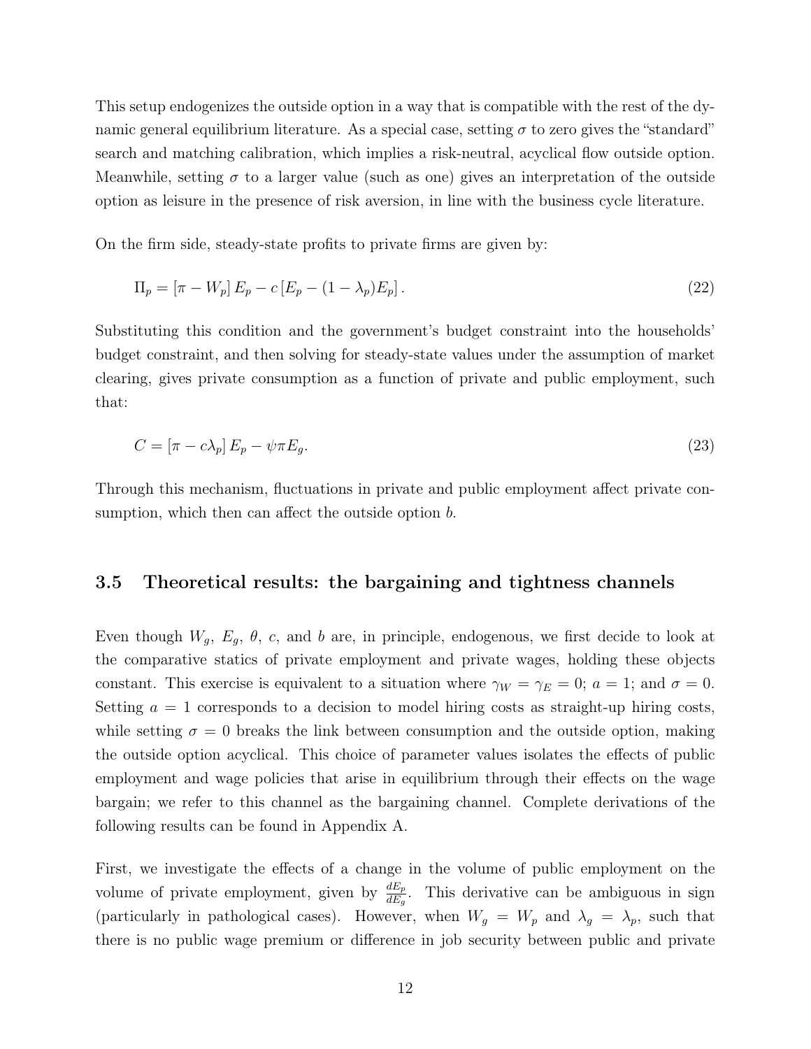This setup endogenizes the outside option in a way that is compatible with the rest of the dynamic general equilibrium literature. As a special case, setting $\sigma$ to zero gives the "standard" search and matching calibration, which implies a risk-neutral, acyclical flow outside option. Meanwhile, setting $\sigma$ to a larger value (such as one) gives an interpretation of the outside option as leisure in the presence of risk aversion, in line with the business cycle literature.

On the firm side, steady-state profits to private firms are given by:

$$\Pi_p = [\pi - W_p] E_p - c [E_p - (1 - \lambda_p) E_p]. \tag{22}$$

Substituting this condition and the government's budget constraint into the households' budget constraint, and then solving for steady-state values under the assumption of market clearing, gives private consumption as a function of private and public employment, such that:

$$C = [\pi - c\lambda_p] E_p - \psi \pi E_g. \tag{23}$$

Through this mechanism, fluctuations in private and public employment affect private consumption, which then can affect the outside option $b$.

### 3.5 Theoretical results: the bargaining and tightness channels

Even though $W_g$, $E_g$, $\theta$, $c$, and $b$ are, in principle, endogenous, we first decide to look at the comparative statics of private employment and private wages, holding these objects constant. This exercise is equivalent to a situation where $\gamma_W = \gamma_E = 0$; $a = 1$; and $\sigma = 0$. Setting $a = 1$ corresponds to a decision to model hiring costs as straight-up hiring costs, while setting $\sigma = 0$ breaks the link between consumption and the outside option, making the outside option acyclical. This choice of parameter values isolates the effects of public employment and wage policies that arise in equilibrium through their effects on the wage bargain; we refer to this channel as the bargaining channel. Complete derivations of the following results can be found in Appendix A.

First, we investigate the effects of a change in the volume of public employment on the volume of private employment, given by $\frac{dE_p}{dE_g}$. This derivative can be ambiguous in sign (particularly in pathological cases). However, when $W_g = W_p$ and $\lambda_g = \lambda_p$, such that there is no public wage premium or difference in job security between public and private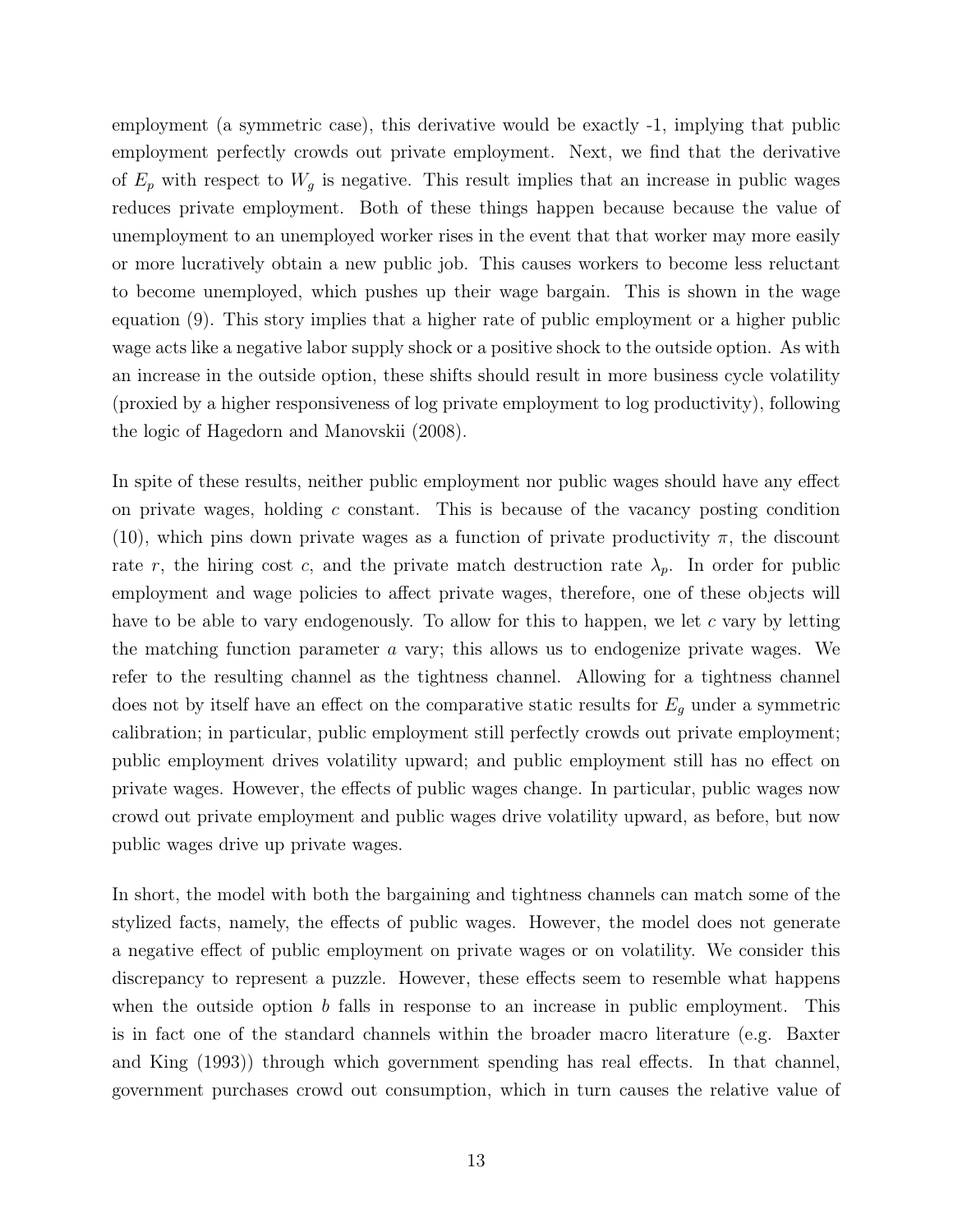employment (a symmetric case), this derivative would be exactly -1, implying that public employment perfectly crowds out private employment. Next, we find that the derivative of $E_p$ with respect to $W_g$ is negative. This result implies that an increase in public wages reduces private employment. Both of these things happen because because the value of unemployment to an unemployed worker rises in the event that that worker may more easily or more lucratively obtain a new public job. This causes workers to become less reluctant to become unemployed, which pushes up their wage bargain. This is shown in the wage equation (9). This story implies that a higher rate of public employment or a higher public wage acts like a negative labor supply shock or a positive shock to the outside option. As with an increase in the outside option, these shifts should result in more business cycle volatility (proxied by a higher responsiveness of log private employment to log productivity), following the logic of Hagedorn and Manovskii (2008).

In spite of these results, neither public employment nor public wages should have any effect on private wages, holding $c$ constant. This is because of the vacancy posting condition (10), which pins down private wages as a function of private productivity $\pi$, the discount rate $r$, the hiring cost $c$, and the private match destruction rate $\lambda_p$. In order for public employment and wage policies to affect private wages, therefore, one of these objects will have to be able to vary endogenously. To allow for this to happen, we let $c$ vary by letting the matching function parameter $a$ vary; this allows us to endogenize private wages. We refer to the resulting channel as the tightness channel. Allowing for a tightness channel does not by itself have an effect on the comparative static results for $E_g$ under a symmetric calibration; in particular, public employment still perfectly crowds out private employment; public employment drives volatility upward; and public employment still has no effect on private wages. However, the effects of public wages change. In particular, public wages now crowd out private employment and public wages drive volatility upward, as before, but now public wages drive up private wages.

In short, the model with both the bargaining and tightness channels can match some of the stylized facts, namely, the effects of public wages. However, the model does not generate a negative effect of public employment on private wages or on volatility. We consider this discrepancy to represent a puzzle. However, these effects seem to resemble what happens when the outside option $b$ falls in response to an increase in public employment. This is in fact one of the standard channels within the broader macro literature (e.g. Baxter and King (1993)) through which government spending has real effects. In that channel, government purchases crowd out consumption, which in turn causes the relative value of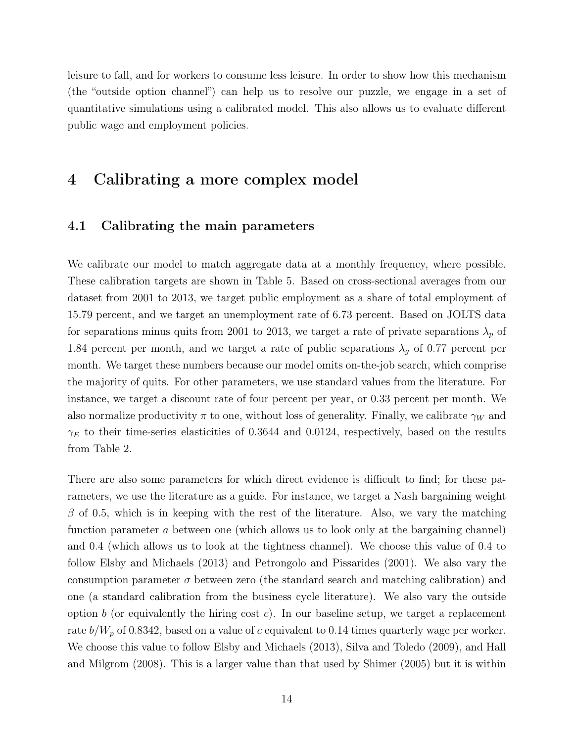leisure to fall, and for workers to consume less leisure. In order to show how this mechanism (the "outside option channel") can help us to resolve our puzzle, we engage in a set of quantitative simulations using a calibrated model. This also allows us to evaluate different public wage and employment policies.

# 4 Calibrating a more complex model

## 4.1 Calibrating the main parameters

We calibrate our model to match aggregate data at a monthly frequency, where possible. These calibration targets are shown in Table 5. Based on cross-sectional averages from our dataset from 2001 to 2013, we target public employment as a share of total employment of 15.79 percent, and we target an unemployment rate of 6.73 percent. Based on JOLTS data for separations minus quits from 2001 to 2013, we target a rate of private separations $\lambda_p$ of 1.84 percent per month, and we target a rate of public separations $\lambda_g$ of 0.77 percent per month. We target these numbers because our model omits on-the-job search, which comprise the majority of quits. For other parameters, we use standard values from the literature. For instance, we target a discount rate of four percent per year, or 0.33 percent per month. We also normalize productivity $\pi$ to one, without loss of generality. Finally, we calibrate $\gamma_W$ and $\gamma_E$ to their time-series elasticities of 0.3644 and 0.0124, respectively, based on the results from Table 2.

There are also some parameters for which direct evidence is difficult to find; for these parameters, we use the literature as a guide. For instance, we target a Nash bargaining weight $\beta$ of 0.5, which is in keeping with the rest of the literature. Also, we vary the matching function parameter $a$ between one (which allows us to look only at the bargaining channel) and 0.4 (which allows us to look at the tightness channel). We choose this value of 0.4 to follow Elsby and Michaels (2013) and Petrongolo and Pissarides (2001). We also vary the consumption parameter $\sigma$ between zero (the standard search and matching calibration) and one (a standard calibration from the business cycle literature). We also vary the outside option $b$ (or equivalently the hiring cost $c$). In our baseline setup, we target a replacement rate $b/W_p$ of 0.8342, based on a value of $c$ equivalent to 0.14 times quarterly wage per worker. We choose this value to follow Elsby and Michaels (2013), Silva and Toledo (2009), and Hall and Milgrom (2008). This is a larger value than that used by Shimer (2005) but it is within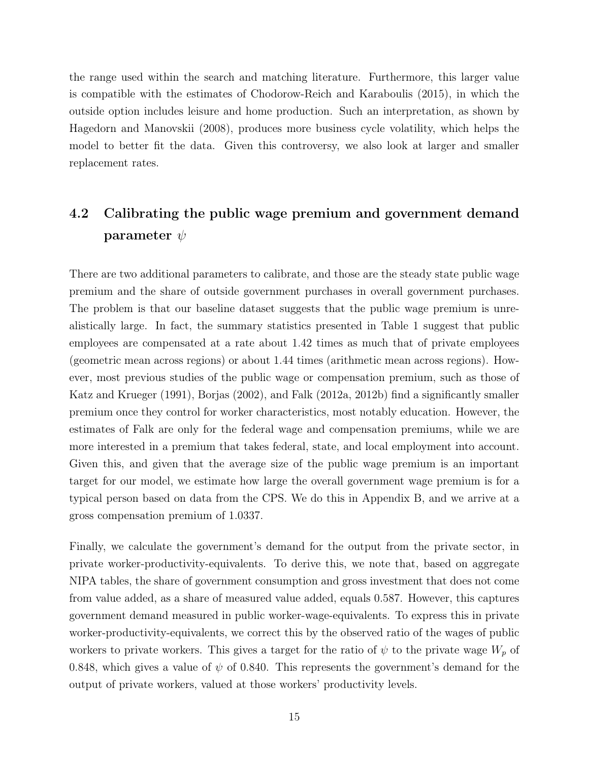the range used within the search and matching literature. Furthermore, this larger value is compatible with the estimates of Chodorow-Reich and Karaboulis (2015), in which the outside option includes leisure and home production. Such an interpretation, as shown by Hagedorn and Manovskii (2008), produces more business cycle volatility, which helps the model to better fit the data. Given this controversy, we also look at larger and smaller replacement rates.

## 4.2 Calibrating the public wage premium and government demand parameter $\psi$

There are two additional parameters to calibrate, and those are the steady state public wage premium and the share of outside government purchases in overall government purchases. The problem is that our baseline dataset suggests that the public wage premium is unrealistically large. In fact, the summary statistics presented in Table 1 suggest that public employees are compensated at a rate about 1.42 times as much that of private employees (geometric mean across regions) or about 1.44 times (arithmetic mean across regions). However, most previous studies of the public wage or compensation premium, such as those of Katz and Krueger (1991), Borjas (2002), and Falk (2012a, 2012b) find a significantly smaller premium once they control for worker characteristics, most notably education. However, the estimates of Falk are only for the federal wage and compensation premiums, while we are more interested in a premium that takes federal, state, and local employment into account. Given this, and given that the average size of the public wage premium is an important target for our model, we estimate how large the overall government wage premium is for a typical person based on data from the CPS. We do this in Appendix B, and we arrive at a gross compensation premium of 1.0337.

Finally, we calculate the government's demand for the output from the private sector, in private worker-productivity-equivalents. To derive this, we note that, based on aggregate NIPA tables, the share of government consumption and gross investment that does not come from value added, as a share of measured value added, equals 0.587. However, this captures government demand measured in public worker-wage-equivalents. To express this in private worker-productivity-equivalents, we correct this by the observed ratio of the wages of public workers to private workers. This gives a target for the ratio of $\psi$ to the private wage $W_p$ of 0.848, which gives a value of $\psi$ of 0.840. This represents the government's demand for the output of private workers, valued at those workers' productivity levels.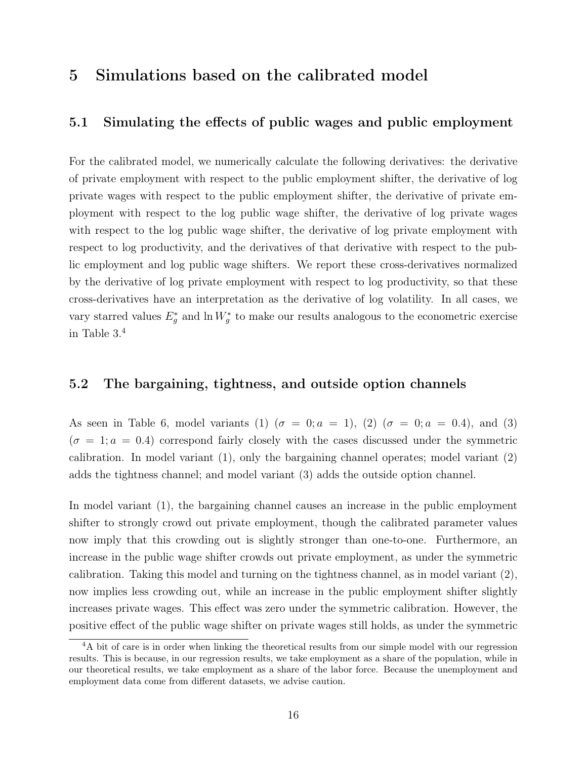# 5 Simulations based on the calibrated model

## 5.1 Simulating the effects of public wages and public employment

For the calibrated model, we numerically calculate the following derivatives: the derivative of private employment with respect to the public employment shifter, the derivative of log private wages with respect to the public employment shifter, the derivative of private employment with respect to the log public wage shifter, the derivative of log private wages with respect to the log public wage shifter, the derivative of log private employment with respect to log productivity, and the derivatives of that derivative with respect to the public employment and log public wage shifters. We report these cross-derivatives normalized by the derivative of log private employment with respect to log productivity, so that these cross-derivatives have an interpretation as the derivative of log volatility. In all cases, we vary starred values $E_g^*$ and $\ln W_g^*$ to make our results analogous to the econometric exercise in Table 3.[4]

## 5.2 The bargaining, tightness, and outside option channels

As seen in Table 6, model variants (1) ($\sigma = 0; a = 1$), (2) ($\sigma = 0; a = 0.4$), and (3) ($\sigma = 1; a = 0.4$) correspond fairly closely with the cases discussed under the symmetric calibration. In model variant (1), only the bargaining channel operates; model variant (2) adds the tightness channel; and model variant (3) adds the outside option channel.

In model variant (1), the bargaining channel causes an increase in the public employment shifter to strongly crowd out private employment, though the calibrated parameter values now imply that this crowding out is slightly stronger than one-to-one. Furthermore, an increase in the public wage shifter crowds out private employment, as under the symmetric calibration. Taking this model and turning on the tightness channel, as in model variant (2), now implies less crowding out, while an increase in the public employment shifter slightly increases private wages. This effect was zero under the symmetric calibration. However, the positive effect of the public wage shifter on private wages still holds, as under the symmetric

[4] A bit of care is in order when linking the theoretical results from our simple model with our regression results. This is because, in our regression results, we take employment as a share of the population, while in our theoretical results, we take employment as a share of the labor force. Because the unemployment and employment data come from different datasets, we advise caution.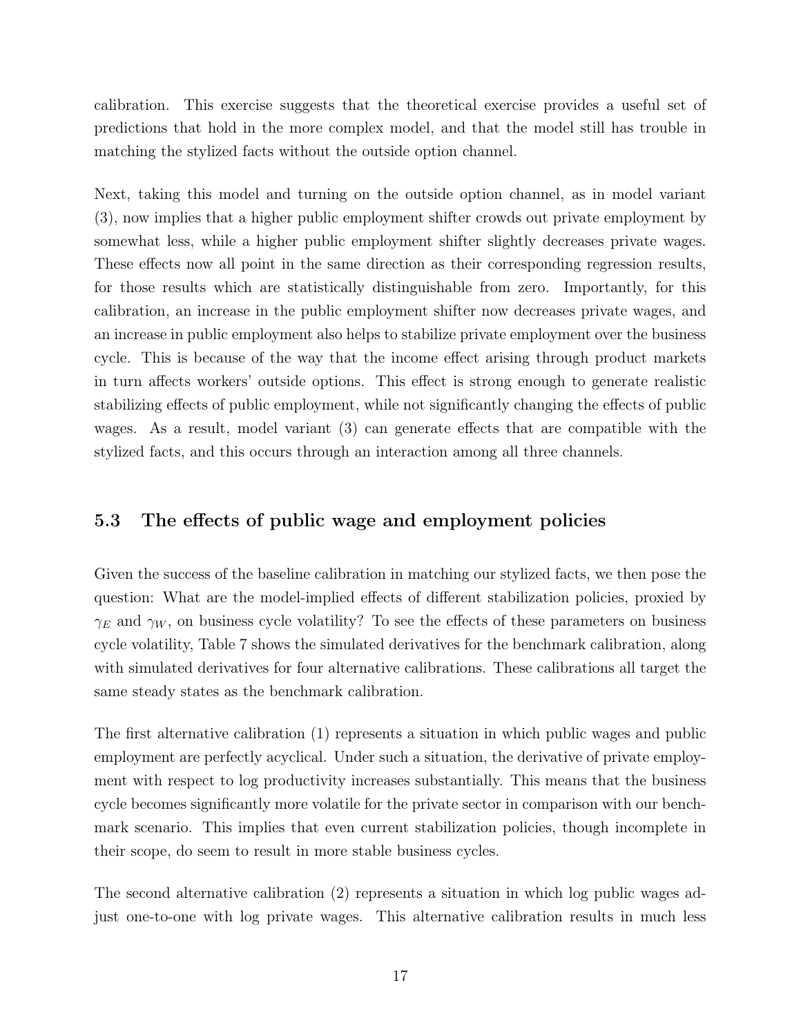calibration. This exercise suggests that the theoretical exercise provides a useful set of predictions that hold in the more complex model, and that the model still has trouble in matching the stylized facts without the outside option channel.

Next, taking this model and turning on the outside option channel, as in model variant (3), now implies that a higher public employment shifter crowds out private employment by somewhat less, while a higher public employment shifter slightly decreases private wages. These effects now all point in the same direction as their corresponding regression results, for those results which are statistically distinguishable from zero. Importantly, for this calibration, an increase in the public employment shifter now decreases private wages, and an increase in public employment also helps to stabilize private employment over the business cycle. This is because of the way that the income effect arising through product markets in turn affects workers' outside options. This effect is strong enough to generate realistic stabilizing effects of public employment, while not significantly changing the effects of public wages. As a result, model variant (3) can generate effects that are compatible with the stylized facts, and this occurs through an interaction among all three channels.

### 5.3 The effects of public wage and employment policies

Given the success of the baseline calibration in matching our stylized facts, we then pose the question: What are the model-implied effects of different stabilization policies, proxied by $\gamma_E$ and $\gamma_W$, on business cycle volatility? To see the effects of these parameters on business cycle volatility, Table 7 shows the simulated derivatives for the benchmark calibration, along with simulated derivatives for four alternative calibrations. These calibrations all target the same steady states as the benchmark calibration.

The first alternative calibration (1) represents a situation in which public wages and public employment are perfectly acyclical. Under such a situation, the derivative of private employment with respect to log productivity increases substantially. This means that the business cycle becomes significantly more volatile for the private sector in comparison with our benchmark scenario. This implies that even current stabilization policies, though incomplete in their scope, do seem to result in more stable business cycles.

The second alternative calibration (2) represents a situation in which log public wages adjust one-to-one with log private wages. This alternative calibration results in much less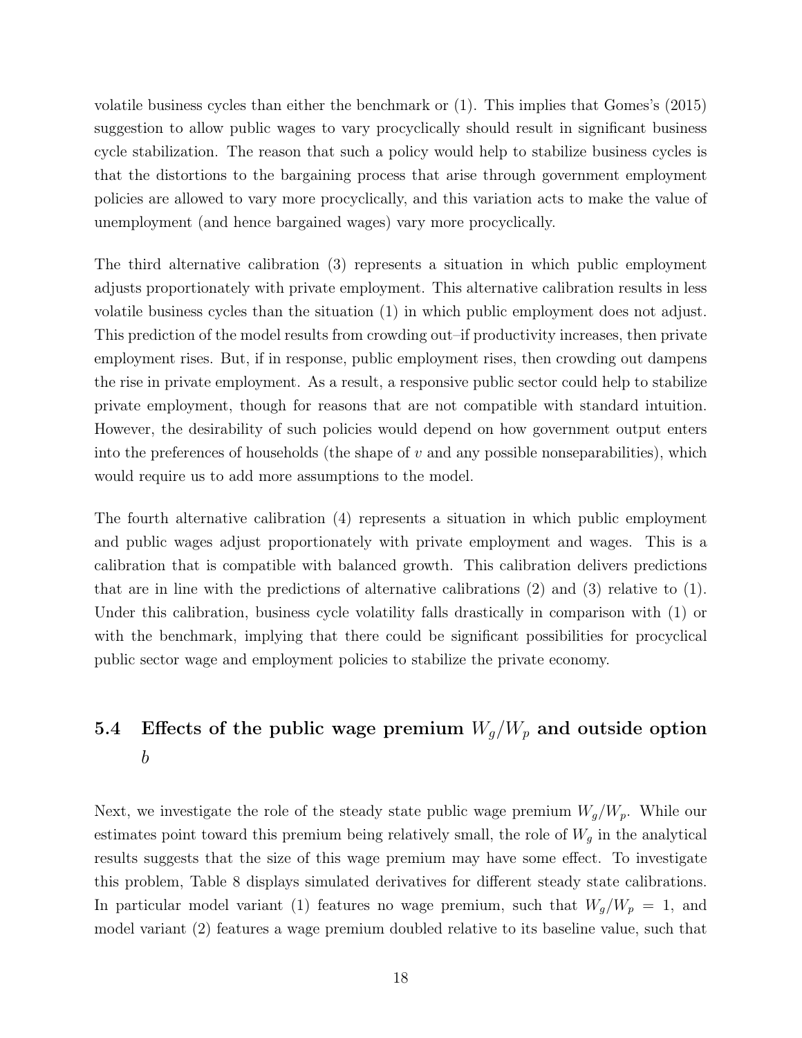volatile business cycles than either the benchmark or (1). This implies that Gomes's (2015) suggestion to allow public wages to vary procyclically should result in significant business cycle stabilization. The reason that such a policy would help to stabilize business cycles is that the distortions to the bargaining process that arise through government employment policies are allowed to vary more procyclically, and this variation acts to make the value of unemployment (and hence bargained wages) vary more procyclically.

The third alternative calibration (3) represents a situation in which public employment adjusts proportionately with private employment. This alternative calibration results in less volatile business cycles than the situation (1) in which public employment does not adjust. This prediction of the model results from crowding out–if productivity increases, then private employment rises. But, if in response, public employment rises, then crowding out dampens the rise in private employment. As a result, a responsive public sector could help to stabilize private employment, though for reasons that are not compatible with standard intuition. However, the desirability of such policies would depend on how government output enters into the preferences of households (the shape of $v$ and any possible nonseparabilities), which would require us to add more assumptions to the model.

The fourth alternative calibration (4) represents a situation in which public employment and public wages adjust proportionately with private employment and wages. This is a calibration that is compatible with balanced growth. This calibration delivers predictions that are in line with the predictions of alternative calibrations (2) and (3) relative to (1). Under this calibration, business cycle volatility falls drastically in comparison with (1) or with the benchmark, implying that there could be significant possibilities for procyclical public sector wage and employment policies to stabilize the private economy.

## 5.4 Effects of the public wage premium $W_g/W_p$ and outside option $b$

Next, we investigate the role of the steady state public wage premium $W_g/W_p$. While our estimates point toward this premium being relatively small, the role of $W_g$ in the analytical results suggests that the size of this wage premium may have some effect. To investigate this problem, Table 8 displays simulated derivatives for different steady state calibrations. In particular model variant (1) features no wage premium, such that $W_g/W_p = 1$, and model variant (2) features a wage premium doubled relative to its baseline value, such that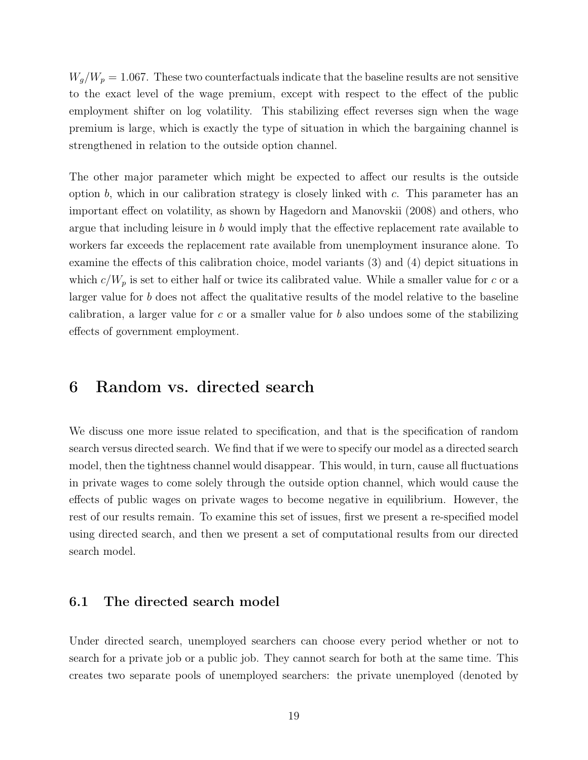$W_g/W_p = 1.067$. These two counterfactuals indicate that the baseline results are not sensitive to the exact level of the wage premium, except with respect to the effect of the public employment shifter on log volatility. This stabilizing effect reverses sign when the wage premium is large, which is exactly the type of situation in which the bargaining channel is strengthened in relation to the outside option channel.

The other major parameter which might be expected to affect our results is the outside option $b$, which in our calibration strategy is closely linked with $c$. This parameter has an important effect on volatility, as shown by Hagedorn and Manovskii (2008) and others, who argue that including leisure in $b$ would imply that the effective replacement rate available to workers far exceeds the replacement rate available from unemployment insurance alone. To examine the effects of this calibration choice, model variants (3) and (4) depict situations in which $c/W_p$ is set to either half or twice its calibrated value. While a smaller value for $c$ or a larger value for $b$ does not affect the qualitative results of the model relative to the baseline calibration, a larger value for $c$ or a smaller value for $b$ also undoes some of the stabilizing effects of government employment.

# 6 Random vs. directed search

We discuss one more issue related to specification, and that is the specification of random search versus directed search. We find that if we were to specify our model as a directed search model, then the tightness channel would disappear. This would, in turn, cause all fluctuations in private wages to come solely through the outside option channel, which would cause the effects of public wages on private wages to become negative in equilibrium. However, the rest of our results remain. To examine this set of issues, first we present a re-specified model using directed search, and then we present a set of computational results from our directed search model.

## 6.1 The directed search model

Under directed search, unemployed searchers can choose every period whether or not to search for a private job or a public job. They cannot search for both at the same time. This creates two separate pools of unemployed searchers: the private unemployed (denoted by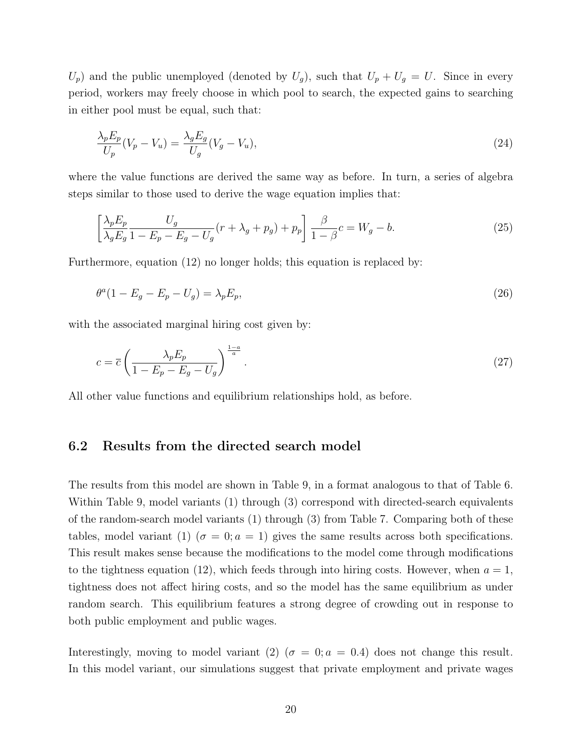$U_p$) and the public unemployed (denoted by $U_g$), such that $U_p + U_g = U$. Since in every period, workers may freely choose in which pool to search, the expected gains to searching in either pool must be equal, such that:

$$\frac{\lambda_p E_p}{U_p}(V_p - V_u) = \frac{\lambda_g E_g}{U_g}(V_g - V_u), \tag{24}$$

where the value functions are derived the same way as before. In turn, a series of algebra steps similar to those used to derive the wage equation implies that:

$$\left[\frac{\lambda_p E_p}{\lambda_g E_g}\frac{U_g}{1 - E_p - E_g - U_g}(r + \lambda_g + p_g) + p_p\right]\frac{\beta}{1-\beta}c = W_g - b. \tag{25}$$

Furthermore, equation (12) no longer holds; this equation is replaced by:

$$\theta^a(1 - E_g - E_p - U_g) = \lambda_p E_p, \tag{26}$$

with the associated marginal hiring cost given by:

$$c = \overline{c}\left(\frac{\lambda_p E_p}{1 - E_p - E_g - U_g}\right)^{\frac{1-a}{a}}. \tag{27}$$

All other value functions and equilibrium relationships hold, as before.

## 6.2 Results from the directed search model

The results from this model are shown in Table 9, in a format analogous to that of Table 6. Within Table 9, model variants (1) through (3) correspond with directed-search equivalents of the random-search model variants (1) through (3) from Table 7. Comparing both of these tables, model variant (1) ($\sigma = 0; a = 1$) gives the same results across both specifications. This result makes sense because the modifications to the model come through modifications to the tightness equation (12), which feeds through into hiring costs. However, when $a = 1$, tightness does not affect hiring costs, and so the model has the same equilibrium as under random search. This equilibrium features a strong degree of crowding out in response to both public employment and public wages.

Interestingly, moving to model variant (2) ($\sigma = 0; a = 0.4$) does not change this result. In this model variant, our simulations suggest that private employment and private wages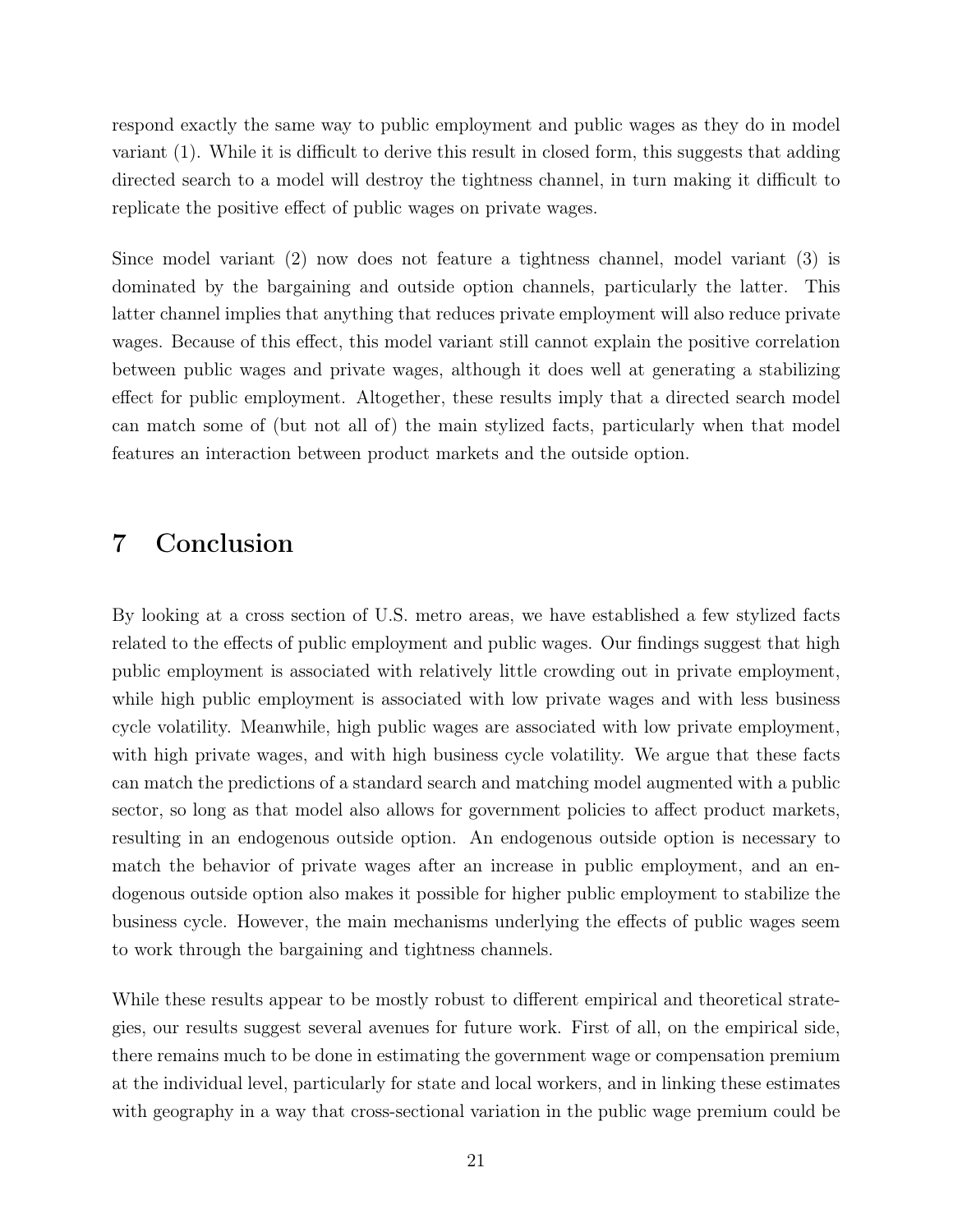respond exactly the same way to public employment and public wages as they do in model variant (1). While it is difficult to derive this result in closed form, this suggests that adding directed search to a model will destroy the tightness channel, in turn making it difficult to replicate the positive effect of public wages on private wages.

Since model variant (2) now does not feature a tightness channel, model variant (3) is dominated by the bargaining and outside option channels, particularly the latter. This latter channel implies that anything that reduces private employment will also reduce private wages. Because of this effect, this model variant still cannot explain the positive correlation between public wages and private wages, although it does well at generating a stabilizing effect for public employment. Altogether, these results imply that a directed search model can match some of (but not all of) the main stylized facts, particularly when that model features an interaction between product markets and the outside option.

# 7 Conclusion

By looking at a cross section of U.S. metro areas, we have established a few stylized facts related to the effects of public employment and public wages. Our findings suggest that high public employment is associated with relatively little crowding out in private employment, while high public employment is associated with low private wages and with less business cycle volatility. Meanwhile, high public wages are associated with low private employment, with high private wages, and with high business cycle volatility. We argue that these facts can match the predictions of a standard search and matching model augmented with a public sector, so long as that model also allows for government policies to affect product markets, resulting in an endogenous outside option. An endogenous outside option is necessary to match the behavior of private wages after an increase in public employment, and an endogenous outside option also makes it possible for higher public employment to stabilize the business cycle. However, the main mechanisms underlying the effects of public wages seem to work through the bargaining and tightness channels.

While these results appear to be mostly robust to different empirical and theoretical strategies, our results suggest several avenues for future work. First of all, on the empirical side, there remains much to be done in estimating the government wage or compensation premium at the individual level, particularly for state and local workers, and in linking these estimates with geography in a way that cross-sectional variation in the public wage premium could be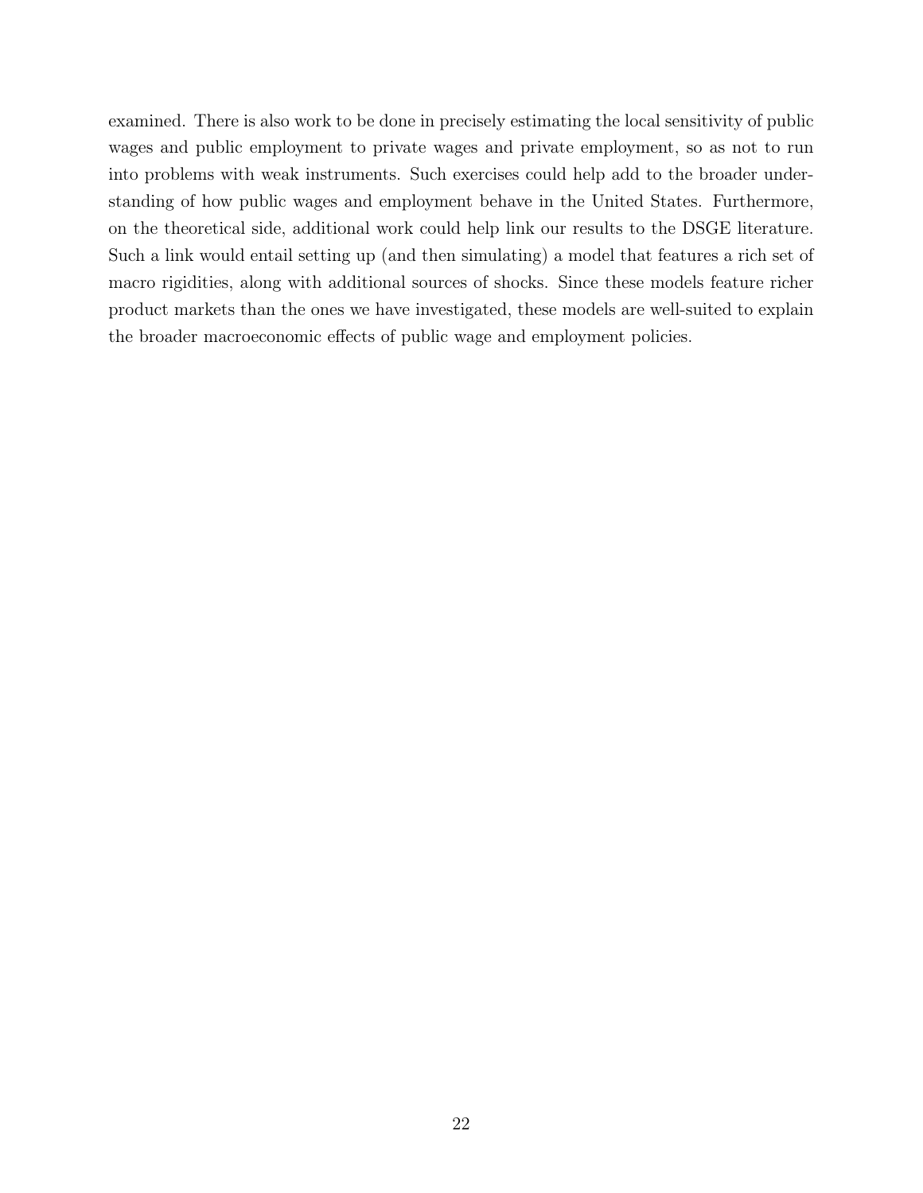examined. There is also work to be done in precisely estimating the local sensitivity of public wages and public employment to private wages and private employment, so as not to run into problems with weak instruments. Such exercises could help add to the broader understanding of how public wages and employment behave in the United States. Furthermore, on the theoretical side, additional work could help link our results to the DSGE literature. Such a link would entail setting up (and then simulating) a model that features a rich set of macro rigidities, along with additional sources of shocks. Since these models feature richer product markets than the ones we have investigated, these models are well-suited to explain the broader macroeconomic effects of public wage and employment policies.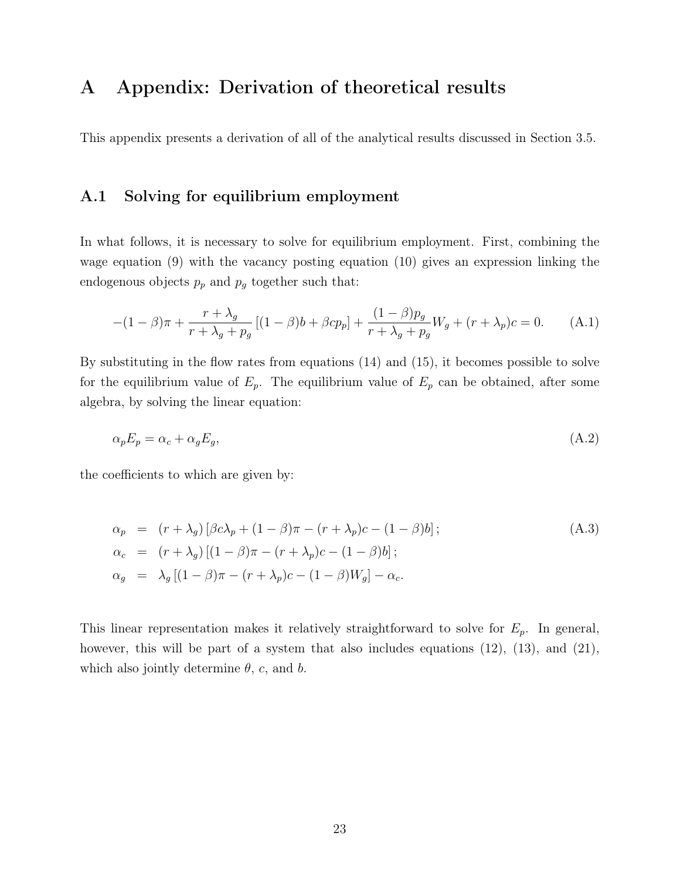# A Appendix: Derivation of theoretical results

This appendix presents a derivation of all of the analytical results discussed in Section 3.5.

## A.1 Solving for equilibrium employment

In what follows, it is necessary to solve for equilibrium employment. First, combining the wage equation (9) with the vacancy posting equation (10) gives an expression linking the endogenous objects $p_p$ and $p_g$ together such that:

$$-(1-\beta)\pi + \frac{r+\lambda_g}{r+\lambda_g+p_g}\left[(1-\beta)b + \beta c p_p\right] + \frac{(1-\beta)p_g}{r+\lambda_g+p_g}W_g + (r+\lambda_p)c = 0. \tag{A.1}$$

By substituting in the flow rates from equations (14) and (15), it becomes possible to solve for the equilibrium value of $E_p$. The equilibrium value of $E_p$ can be obtained, after some algebra, by solving the linear equation:

$$\alpha_p E_p = \alpha_c + \alpha_g E_g, \tag{A.2}$$

the coefficients to which are given by:

$$\begin{aligned}
\alpha_p &= (r+\lambda_g)\left[\beta c\lambda_p + (1-\beta)\pi - (r+\lambda_p)c - (1-\beta)b\right]; \\
\alpha_c &= (r+\lambda_g)\left[(1-\beta)\pi - (r+\lambda_p)c - (1-\beta)b\right]; \\
\alpha_g &= \lambda_g\left[(1-\beta)\pi - (r+\lambda_p)c - (1-\beta)W_g\right] - \alpha_c.
\end{aligned} \tag{A.3}$$

This linear representation makes it relatively straightforward to solve for $E_p$. In general, however, this will be part of a system that also includes equations (12), (13), and (21), which also jointly determine $\theta$, $c$, and $b$.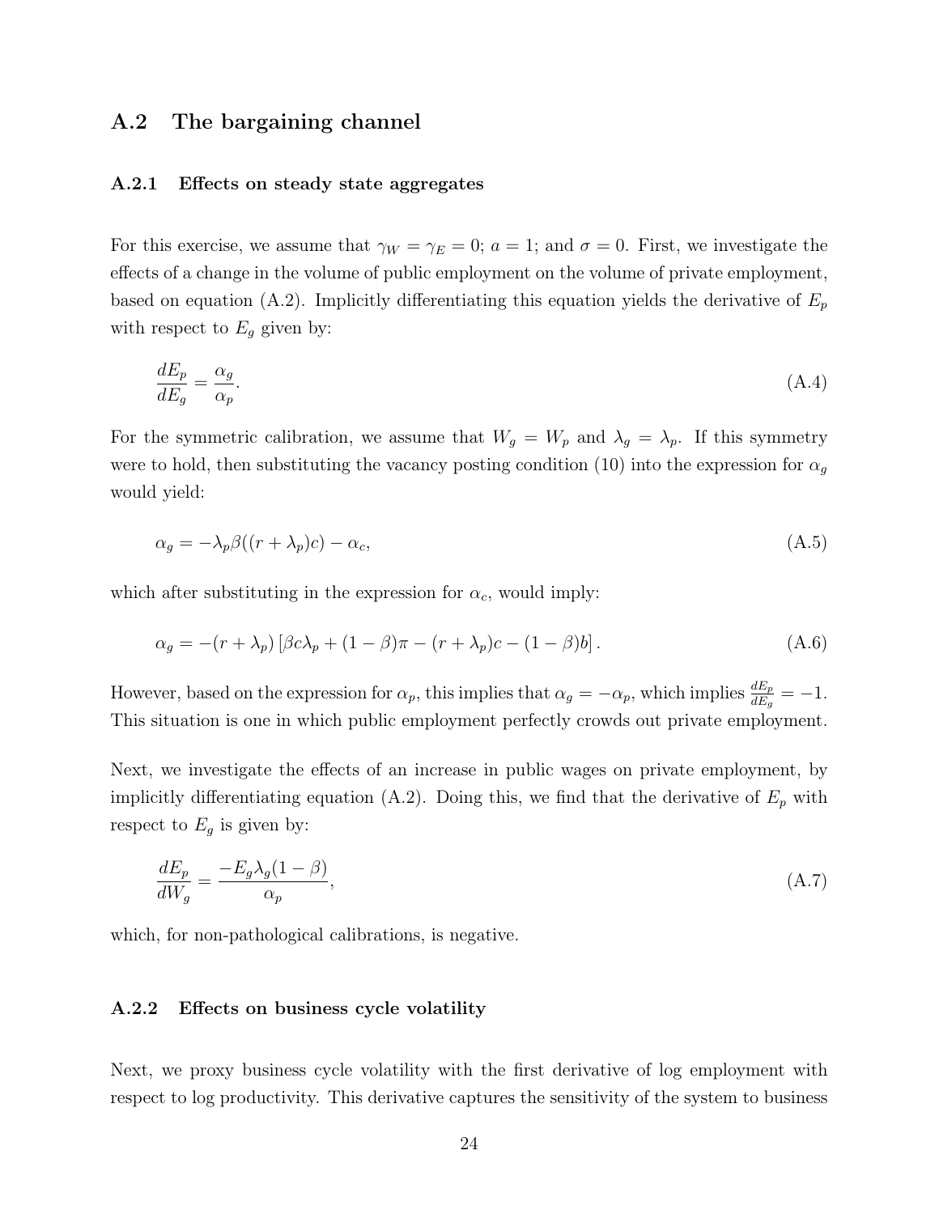## A.2 The bargaining channel

### A.2.1 Effects on steady state aggregates

For this exercise, we assume that $\gamma_W = \gamma_E = 0$; $a = 1$; and $\sigma = 0$. First, we investigate the effects of a change in the volume of public employment on the volume of private employment, based on equation (A.2). Implicitly differentiating this equation yields the derivative of $E_p$ with respect to $E_g$ given by:

$$\frac{dE_p}{dE_g} = \frac{\alpha_g}{\alpha_p}. \tag{A.4}$$

For the symmetric calibration, we assume that $W_g = W_p$ and $\lambda_g = \lambda_p$. If this symmetry were to hold, then substituting the vacancy posting condition (10) into the expression for $\alpha_g$ would yield:

$$\alpha_g = -\lambda_p \beta((r + \lambda_p)c) - \alpha_c, \tag{A.5}$$

which after substituting in the expression for $\alpha_c$, would imply:

$$\alpha_g = -(r + \lambda_p)\left[\beta c \lambda_p + (1-\beta)\pi - (r + \lambda_p)c - (1-\beta)b\right]. \tag{A.6}$$

However, based on the expression for $\alpha_p$, this implies that $\alpha_g = -\alpha_p$, which implies $\frac{dE_p}{dE_g} = -1$. This situation is one in which public employment perfectly crowds out private employment.

Next, we investigate the effects of an increase in public wages on private employment, by implicitly differentiating equation (A.2). Doing this, we find that the derivative of $E_p$ with respect to $E_g$ is given by:

$$\frac{dE_p}{dW_g} = \frac{-E_g \lambda_g (1-\beta)}{\alpha_p}, \tag{A.7}$$

which, for non-pathological calibrations, is negative.

### A.2.2 Effects on business cycle volatility

Next, we proxy business cycle volatility with the first derivative of log employment with respect to log productivity. This derivative captures the sensitivity of the system to business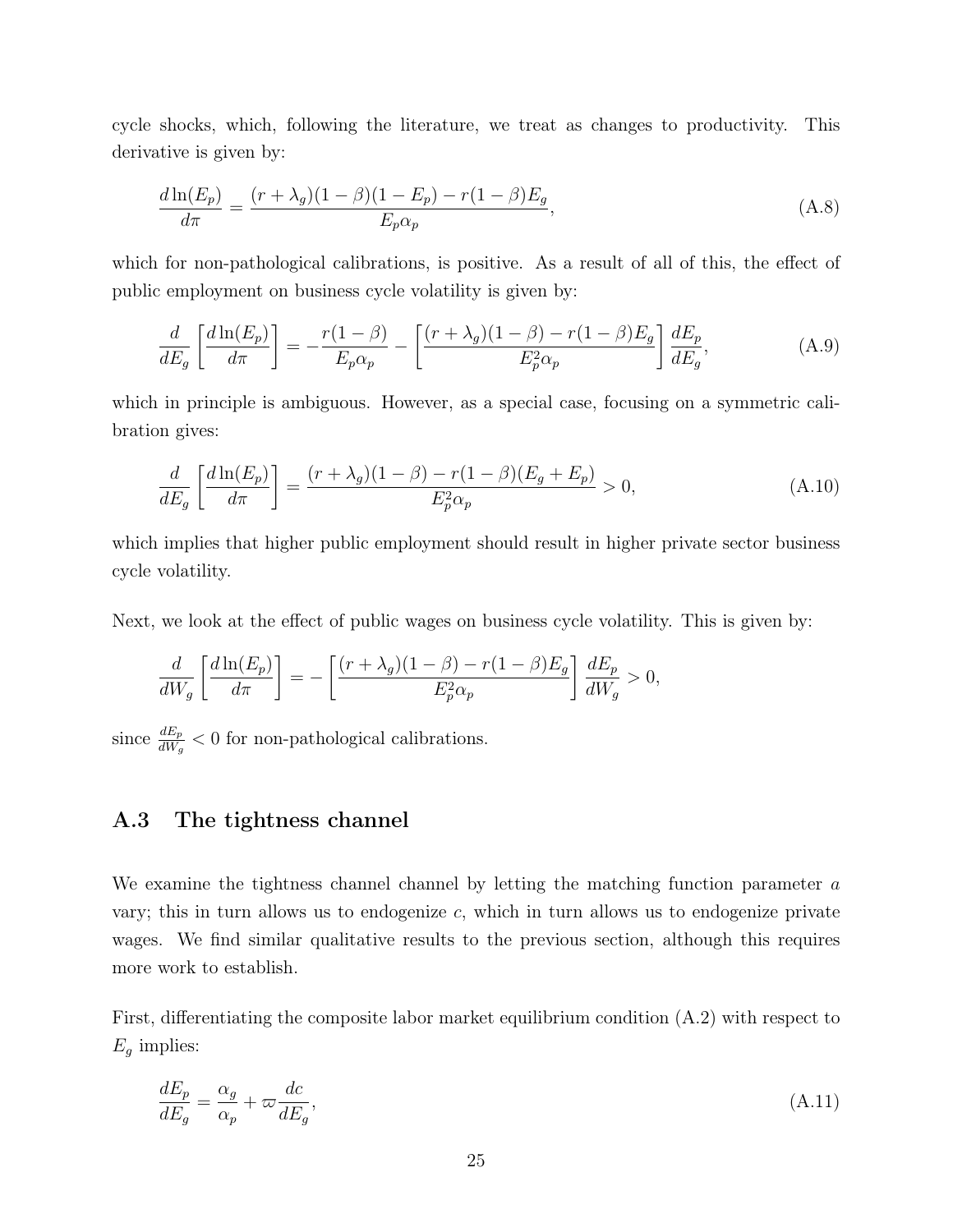cycle shocks, which, following the literature, we treat as changes to productivity. This derivative is given by:

$$\frac{d\ln(E_p)}{d\pi} = \frac{(r+\lambda_g)(1-\beta)(1-E_p) - r(1-\beta)E_g}{E_p\alpha_p}, \tag{A.8}$$

which for non-pathological calibrations, is positive. As a result of all of this, the effect of public employment on business cycle volatility is given by:

$$\frac{d}{dE_g}\left[\frac{d\ln(E_p)}{d\pi}\right] = -\frac{r(1-\beta)}{E_p\alpha_p} - \left[\frac{(r+\lambda_g)(1-\beta) - r(1-\beta)E_g}{E_p^2\alpha_p}\right]\frac{dE_p}{dE_g}, \tag{A.9}$$

which in principle is ambiguous. However, as a special case, focusing on a symmetric calibration gives:

$$\frac{d}{dE_g}\left[\frac{d\ln(E_p)}{d\pi}\right] = \frac{(r+\lambda_g)(1-\beta) - r(1-\beta)(E_g+E_p)}{E_p^2\alpha_p} > 0, \tag{A.10}$$

which implies that higher public employment should result in higher private sector business cycle volatility.

Next, we look at the effect of public wages on business cycle volatility. This is given by:

$$\frac{d}{dW_g}\left[\frac{d\ln(E_p)}{d\pi}\right] = -\left[\frac{(r+\lambda_g)(1-\beta) - r(1-\beta)E_g}{E_p^2\alpha_p}\right]\frac{dE_p}{dW_g} > 0,$$

since $\frac{dE_p}{dW_g} < 0$ for non-pathological calibrations.

## A.3 The tightness channel

We examine the tightness channel channel by letting the matching function parameter $a$ vary; this in turn allows us to endogenize $c$, which in turn allows us to endogenize private wages. We find similar qualitative results to the previous section, although this requires more work to establish.

First, differentiating the composite labor market equilibrium condition (A.2) with respect to $E_g$ implies:

$$\frac{dE_p}{dE_g} = \frac{\alpha_g}{\alpha_p} + \varpi\frac{dc}{dE_g}, \tag{A.11}$$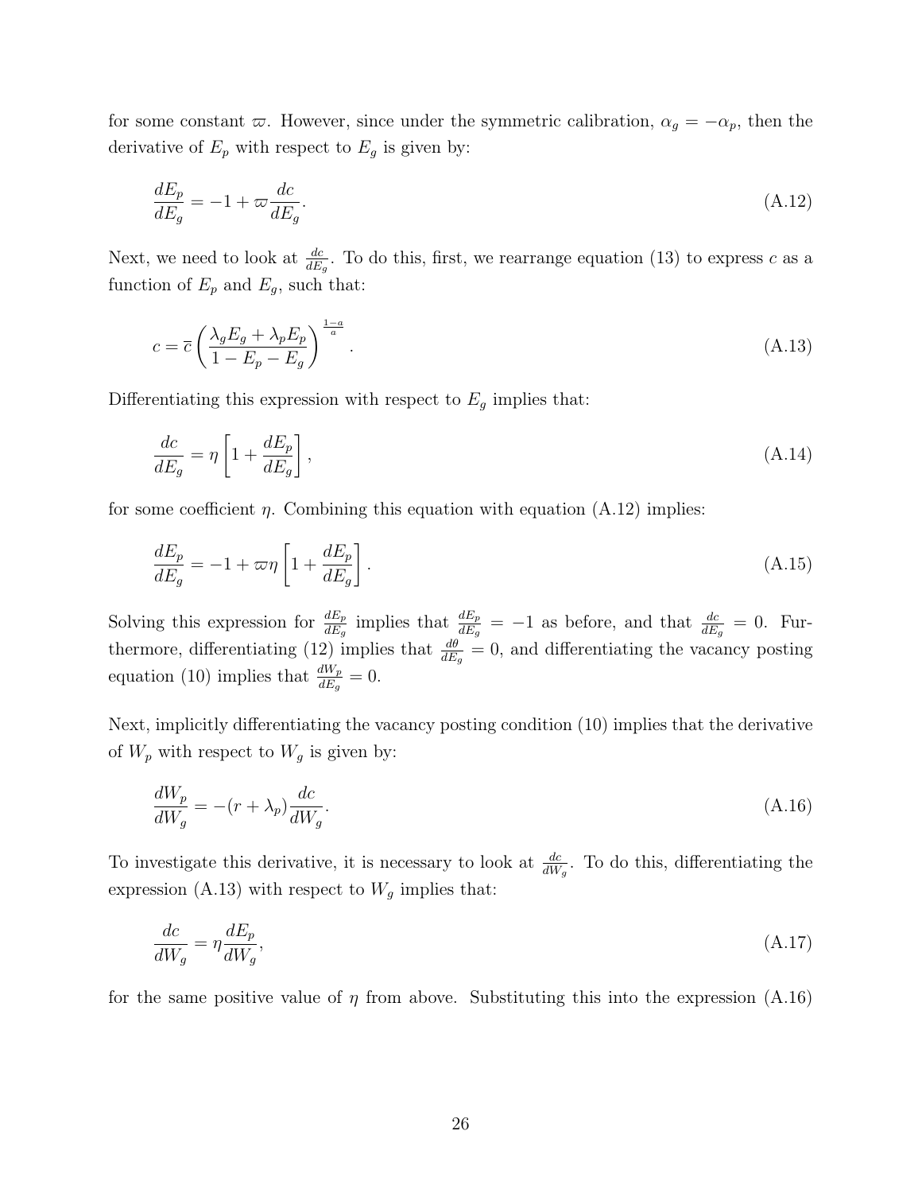for some constant $\varpi$. However, since under the symmetric calibration, $\alpha_g = -\alpha_p$, then the derivative of $E_p$ with respect to $E_g$ is given by:

$$\frac{dE_p}{dE_g} = -1 + \varpi \frac{dc}{dE_g}. \tag{A.12}$$

Next, we need to look at $\frac{dc}{dE_g}$. To do this, first, we rearrange equation (13) to express $c$ as a function of $E_p$ and $E_g$, such that:

$$c = \overline{c} \left( \frac{\lambda_g E_g + \lambda_p E_p}{1 - E_p - E_g} \right)^{\frac{1-a}{a}}. \tag{A.13}$$

Differentiating this expression with respect to $E_g$ implies that:

$$\frac{dc}{dE_g} = \eta \left[ 1 + \frac{dE_p}{dE_g} \right], \tag{A.14}$$

for some coefficient $\eta$. Combining this equation with equation (A.12) implies:

$$\frac{dE_p}{dE_g} = -1 + \varpi \eta \left[ 1 + \frac{dE_p}{dE_g} \right]. \tag{A.15}$$

Solving this expression for $\frac{dE_p}{dE_g}$ implies that $\frac{dE_p}{dE_g} = -1$ as before, and that $\frac{dc}{dE_g} = 0$. Furthermore, differentiating (12) implies that $\frac{d\theta}{dE_g} = 0$, and differentiating the vacancy posting equation (10) implies that $\frac{dW_p}{dE_g} = 0$.

Next, implicitly differentiating the vacancy posting condition (10) implies that the derivative of $W_p$ with respect to $W_g$ is given by:

$$\frac{dW_p}{dW_g} = -(r + \lambda_p) \frac{dc}{dW_g}. \tag{A.16}$$

To investigate this derivative, it is necessary to look at $\frac{dc}{dW_g}$. To do this, differentiating the expression (A.13) with respect to $W_g$ implies that:

$$\frac{dc}{dW_g} = \eta \frac{dE_p}{dW_g}, \tag{A.17}$$

for the same positive value of $\eta$ from above. Substituting this into the expression (A.16)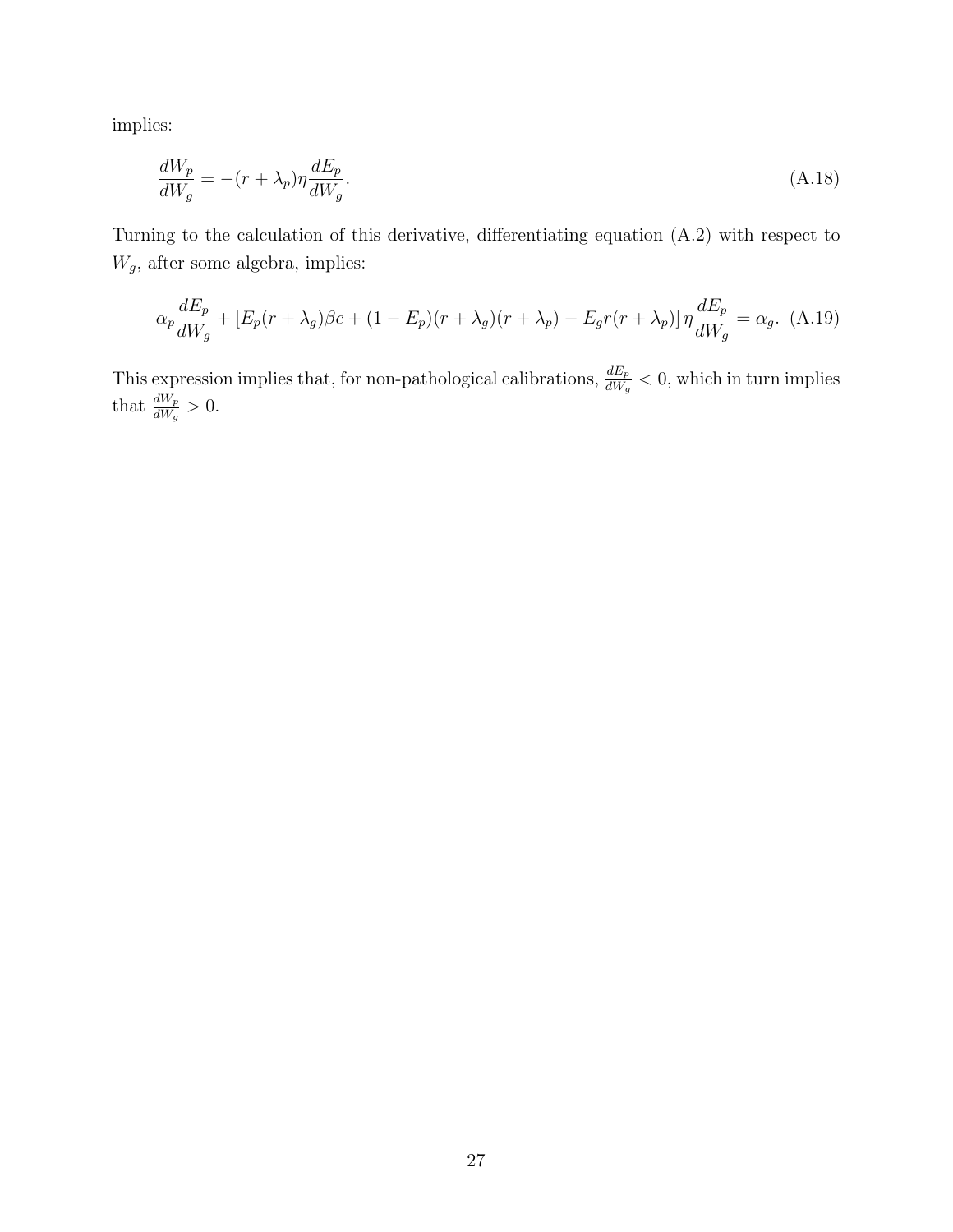implies:

$$\frac{dW_p}{dW_g} = -(r + \lambda_p)\eta \frac{dE_p}{dW_g}. \tag{A.18}$$

Turning to the calculation of this derivative, differentiating equation (A.2) with respect to $W_g$, after some algebra, implies:

$$\alpha_p \frac{dE_p}{dW_g} + \left[E_p(r + \lambda_g)\beta c + (1 - E_p)(r + \lambda_g)(r + \lambda_p) - E_g r(r + \lambda_p)\right] \eta \frac{dE_p}{dW_g} = \alpha_g. \tag{A.19}$$

This expression implies that, for non-pathological calibrations, $\frac{dE_p}{dW_g} < 0$, which in turn implies that $\frac{dW_p}{dW_g} > 0$.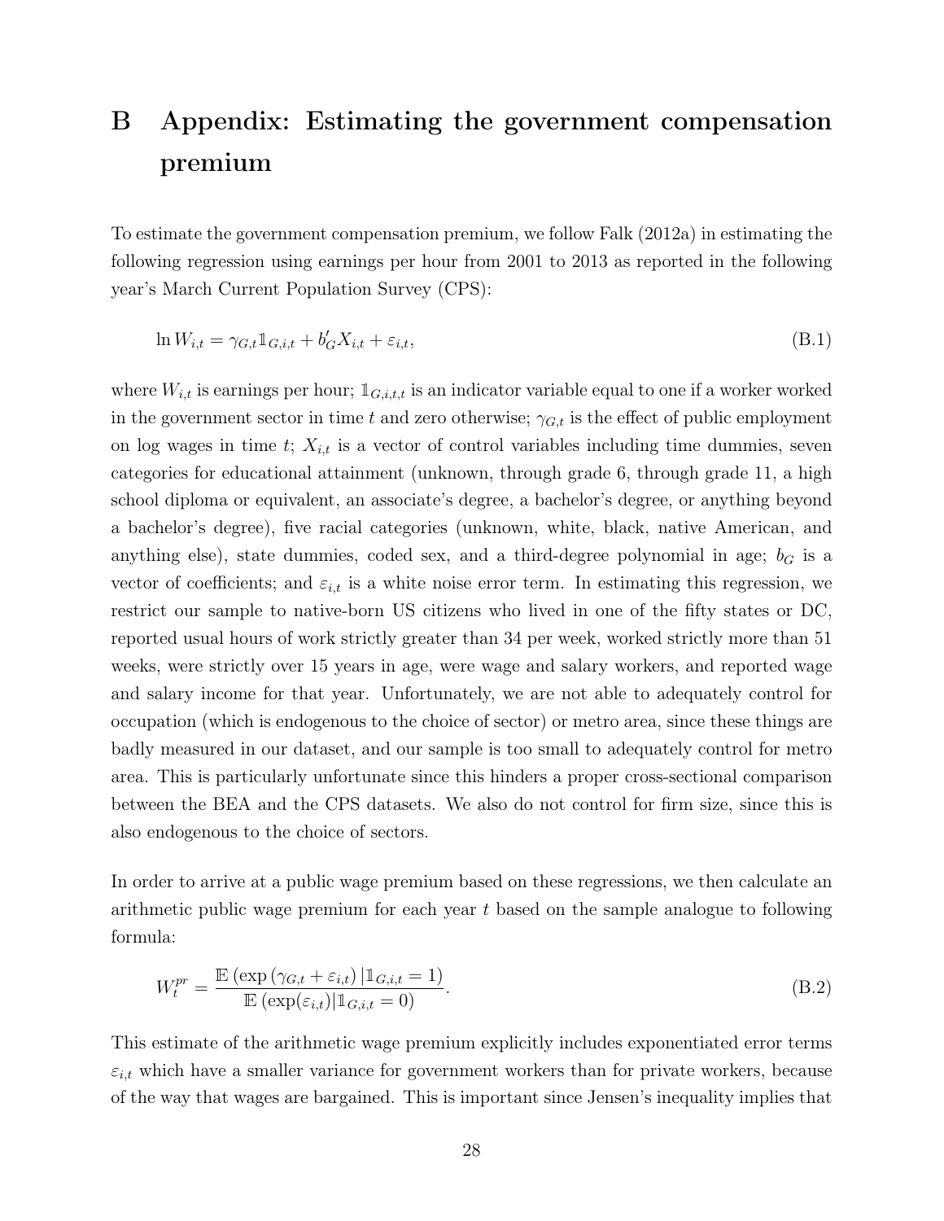# B Appendix: Estimating the government compensation premium

To estimate the government compensation premium, we follow Falk (2012a) in estimating the following regression using earnings per hour from 2001 to 2013 as reported in the following year's March Current Population Survey (CPS):

$$\ln W_{i,t} = \gamma_{G,t} \mathbb{1}_{G,i,t} + b_G' X_{i,t} + \varepsilon_{i,t}, \tag{B.1}$$

where $W_{i,t}$ is earnings per hour; $\mathbb{1}_{G,i,t,t}$ is an indicator variable equal to one if a worker worked in the government sector in time $t$ and zero otherwise; $\gamma_{G,t}$ is the effect of public employment on log wages in time $t$; $X_{i,t}$ is a vector of control variables including time dummies, seven categories for educational attainment (unknown, through grade 6, through grade 11, a high school diploma or equivalent, an associate's degree, a bachelor's degree, or anything beyond a bachelor's degree), five racial categories (unknown, white, black, native American, and anything else), state dummies, coded sex, and a third-degree polynomial in age; $b_G$ is a vector of coefficients; and $\varepsilon_{i,t}$ is a white noise error term. In estimating this regression, we restrict our sample to native-born US citizens who lived in one of the fifty states or DC, reported usual hours of work strictly greater than 34 per week, worked strictly more than 51 weeks, were strictly over 15 years in age, were wage and salary workers, and reported wage and salary income for that year. Unfortunately, we are not able to adequately control for occupation (which is endogenous to the choice of sector) or metro area, since these things are badly measured in our dataset, and our sample is too small to adequately control for metro area. This is particularly unfortunate since this hinders a proper cross-sectional comparison between the BEA and the CPS datasets. We also do not control for firm size, since this is also endogenous to the choice of sectors.

In order to arrive at a public wage premium based on these regressions, we then calculate an arithmetic public wage premium for each year $t$ based on the sample analogue to following formula:

$$W_t^{pr} = \frac{\mathbb{E}\left(\exp\left(\gamma_{G,t} + \varepsilon_{i,t}\right) | \mathbb{1}_{G,i,t} = 1\right)}{\mathbb{E}\left(\exp(\varepsilon_{i,t}) | \mathbb{1}_{G,i,t} = 0\right)}. \tag{B.2}$$

This estimate of the arithmetic wage premium explicitly includes exponentiated error terms $\varepsilon_{i,t}$ which have a smaller variance for government workers than for private workers, because of the way that wages are bargained. This is important since Jensen's inequality implies that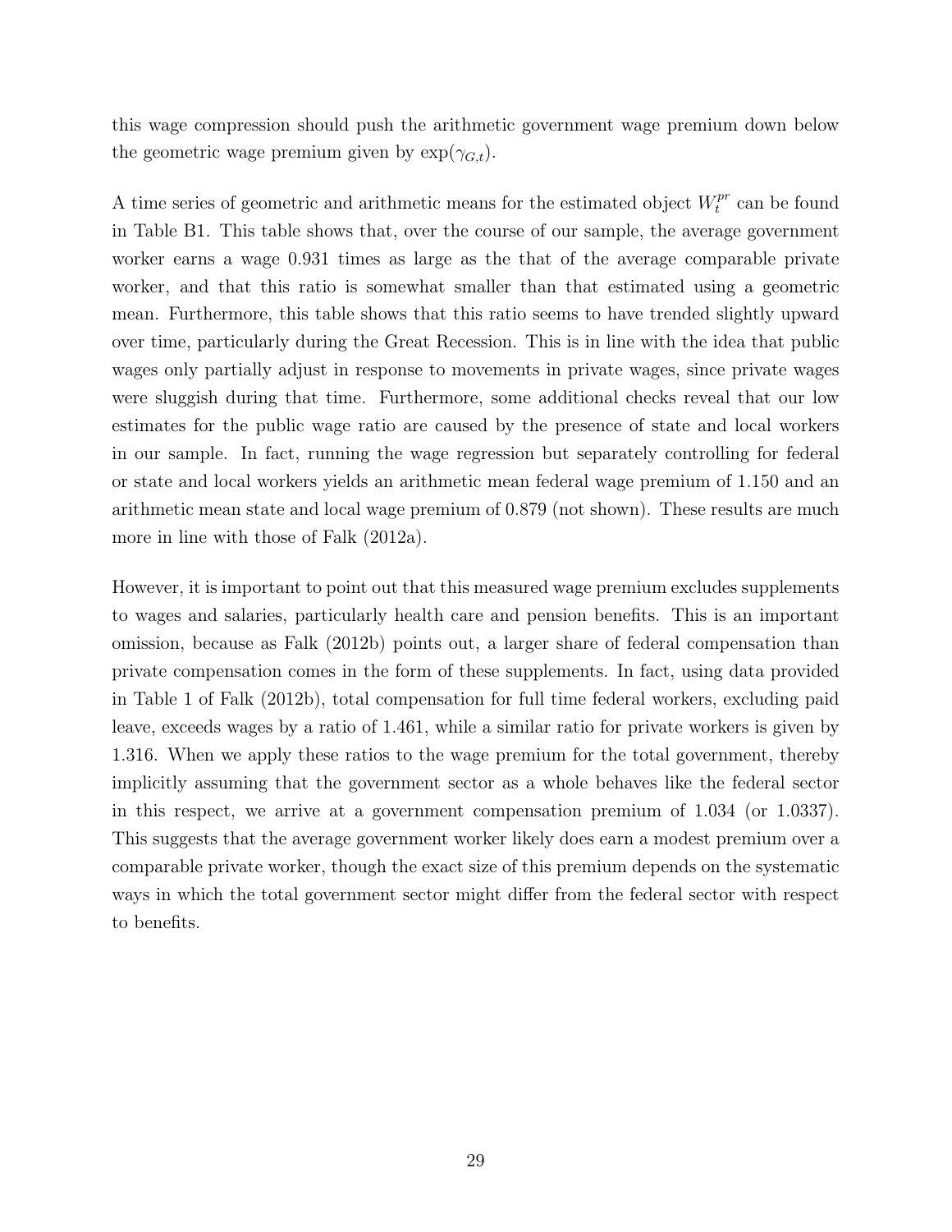this wage compression should push the arithmetic government wage premium down below the geometric wage premium given by $\exp(\gamma_{G,t})$.

A time series of geometric and arithmetic means for the estimated object $W_t^{pr}$ can be found in Table B1. This table shows that, over the course of our sample, the average government worker earns a wage 0.931 times as large as the that of the average comparable private worker, and that this ratio is somewhat smaller than that estimated using a geometric mean. Furthermore, this table shows that this ratio seems to have trended slightly upward over time, particularly during the Great Recession. This is in line with the idea that public wages only partially adjust in response to movements in private wages, since private wages were sluggish during that time. Furthermore, some additional checks reveal that our low estimates for the public wage ratio are caused by the presence of state and local workers in our sample. In fact, running the wage regression but separately controlling for federal or state and local workers yields an arithmetic mean federal wage premium of 1.150 and an arithmetic mean state and local wage premium of 0.879 (not shown). These results are much more in line with those of Falk (2012a).

However, it is important to point out that this measured wage premium excludes supplements to wages and salaries, particularly health care and pension benefits. This is an important omission, because as Falk (2012b) points out, a larger share of federal compensation than private compensation comes in the form of these supplements. In fact, using data provided in Table 1 of Falk (2012b), total compensation for full time federal workers, excluding paid leave, exceeds wages by a ratio of 1.461, while a similar ratio for private workers is given by 1.316. When we apply these ratios to the wage premium for the total government, thereby implicitly assuming that the government sector as a whole behaves like the federal sector in this respect, we arrive at a government compensation premium of 1.034 (or 1.0337). This suggests that the average government worker likely does earn a modest premium over a comparable private worker, though the exact size of this premium depends on the systematic ways in which the total government sector might differ from the federal sector with respect to benefits.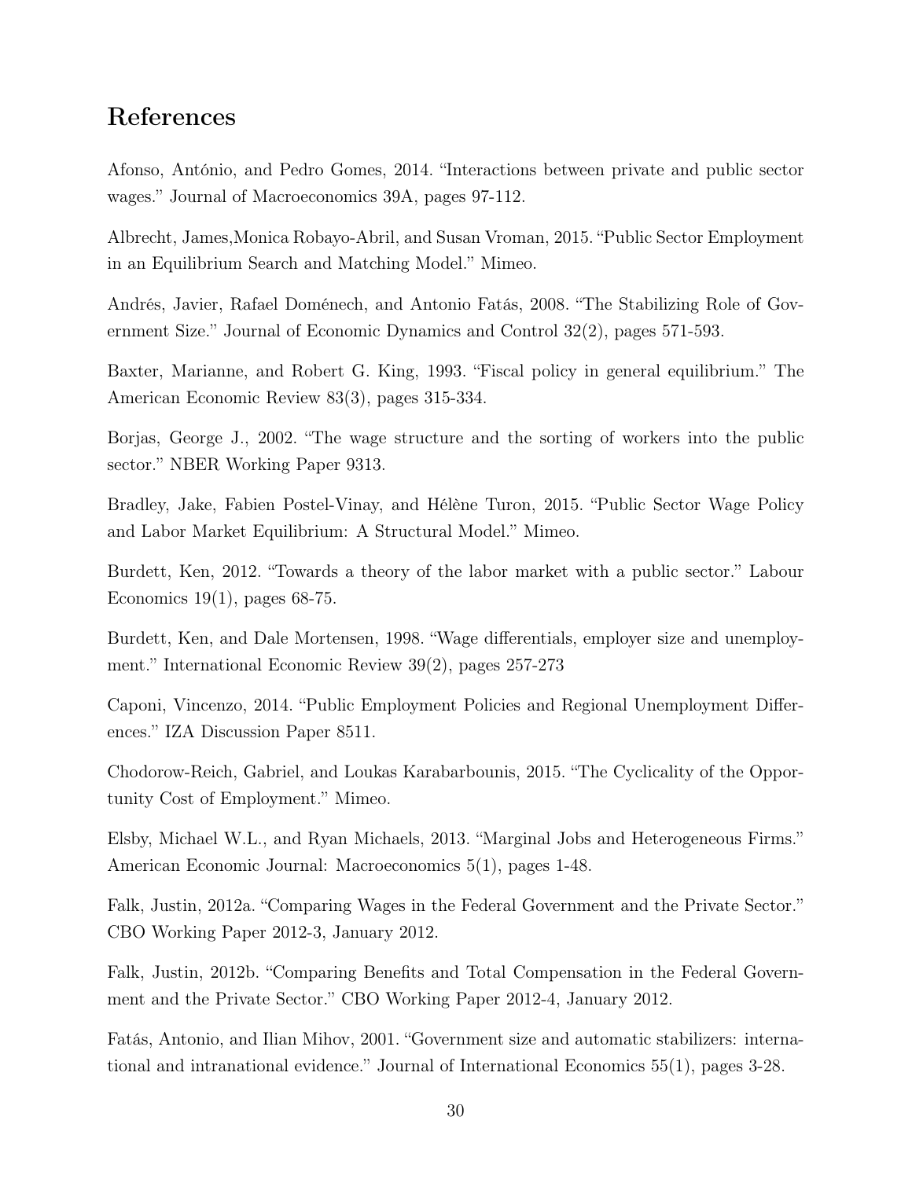## References

Afonso, António, and Pedro Gomes, 2014. "Interactions between private and public sector wages." Journal of Macroeconomics 39A, pages 97-112.

Albrecht, James,Monica Robayo-Abril, and Susan Vroman, 2015. "Public Sector Employment in an Equilibrium Search and Matching Model." Mimeo.

Andrés, Javier, Rafael Doménech, and Antonio Fatás, 2008. "The Stabilizing Role of Government Size." Journal of Economic Dynamics and Control 32(2), pages 571-593.

Baxter, Marianne, and Robert G. King, 1993. "Fiscal policy in general equilibrium." The American Economic Review 83(3), pages 315-334.

Borjas, George J., 2002. "The wage structure and the sorting of workers into the public sector." NBER Working Paper 9313.

Bradley, Jake, Fabien Postel-Vinay, and Hélène Turon, 2015. "Public Sector Wage Policy and Labor Market Equilibrium: A Structural Model." Mimeo.

Burdett, Ken, 2012. "Towards a theory of the labor market with a public sector." Labour Economics 19(1), pages 68-75.

Burdett, Ken, and Dale Mortensen, 1998. "Wage differentials, employer size and unemployment." International Economic Review 39(2), pages 257-273

Caponi, Vincenzo, 2014. "Public Employment Policies and Regional Unemployment Differences." IZA Discussion Paper 8511.

Chodorow-Reich, Gabriel, and Loukas Karabarbounis, 2015. "The Cyclicality of the Opportunity Cost of Employment." Mimeo.

Elsby, Michael W.L., and Ryan Michaels, 2013. "Marginal Jobs and Heterogeneous Firms." American Economic Journal: Macroeconomics 5(1), pages 1-48.

Falk, Justin, 2012a. "Comparing Wages in the Federal Government and the Private Sector." CBO Working Paper 2012-3, January 2012.

Falk, Justin, 2012b. "Comparing Benefits and Total Compensation in the Federal Government and the Private Sector." CBO Working Paper 2012-4, January 2012.

Fatás, Antonio, and Ilian Mihov, 2001. "Government size and automatic stabilizers: international and intranational evidence." Journal of International Economics 55(1), pages 3-28.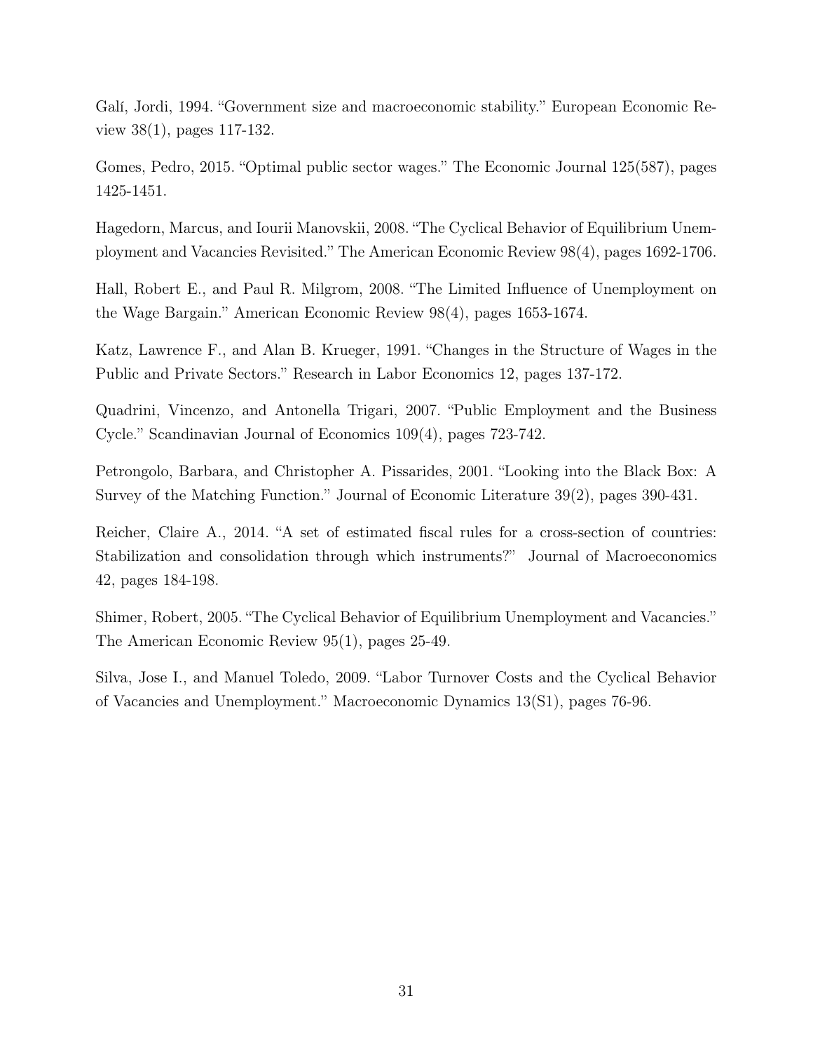Galí, Jordi, 1994. "Government size and macroeconomic stability." European Economic Review 38(1), pages 117-132.

Gomes, Pedro, 2015. "Optimal public sector wages." The Economic Journal 125(587), pages 1425-1451.

Hagedorn, Marcus, and Iourii Manovskii, 2008. "The Cyclical Behavior of Equilibrium Unemployment and Vacancies Revisited." The American Economic Review 98(4), pages 1692-1706.

Hall, Robert E., and Paul R. Milgrom, 2008. "The Limited Influence of Unemployment on the Wage Bargain." American Economic Review 98(4), pages 1653-1674.

Katz, Lawrence F., and Alan B. Krueger, 1991. "Changes in the Structure of Wages in the Public and Private Sectors." Research in Labor Economics 12, pages 137-172.

Quadrini, Vincenzo, and Antonella Trigari, 2007. "Public Employment and the Business Cycle." Scandinavian Journal of Economics 109(4), pages 723-742.

Petrongolo, Barbara, and Christopher A. Pissarides, 2001. "Looking into the Black Box: A Survey of the Matching Function." Journal of Economic Literature 39(2), pages 390-431.

Reicher, Claire A., 2014. "A set of estimated fiscal rules for a cross-section of countries: Stabilization and consolidation through which instruments?" Journal of Macroeconomics 42, pages 184-198.

Shimer, Robert, 2005. "The Cyclical Behavior of Equilibrium Unemployment and Vacancies." The American Economic Review 95(1), pages 25-49.

Silva, Jose I., and Manuel Toledo, 2009. "Labor Turnover Costs and the Cyclical Behavior of Vacancies and Unemployment." Macroeconomic Dynamics 13(S1), pages 76-96.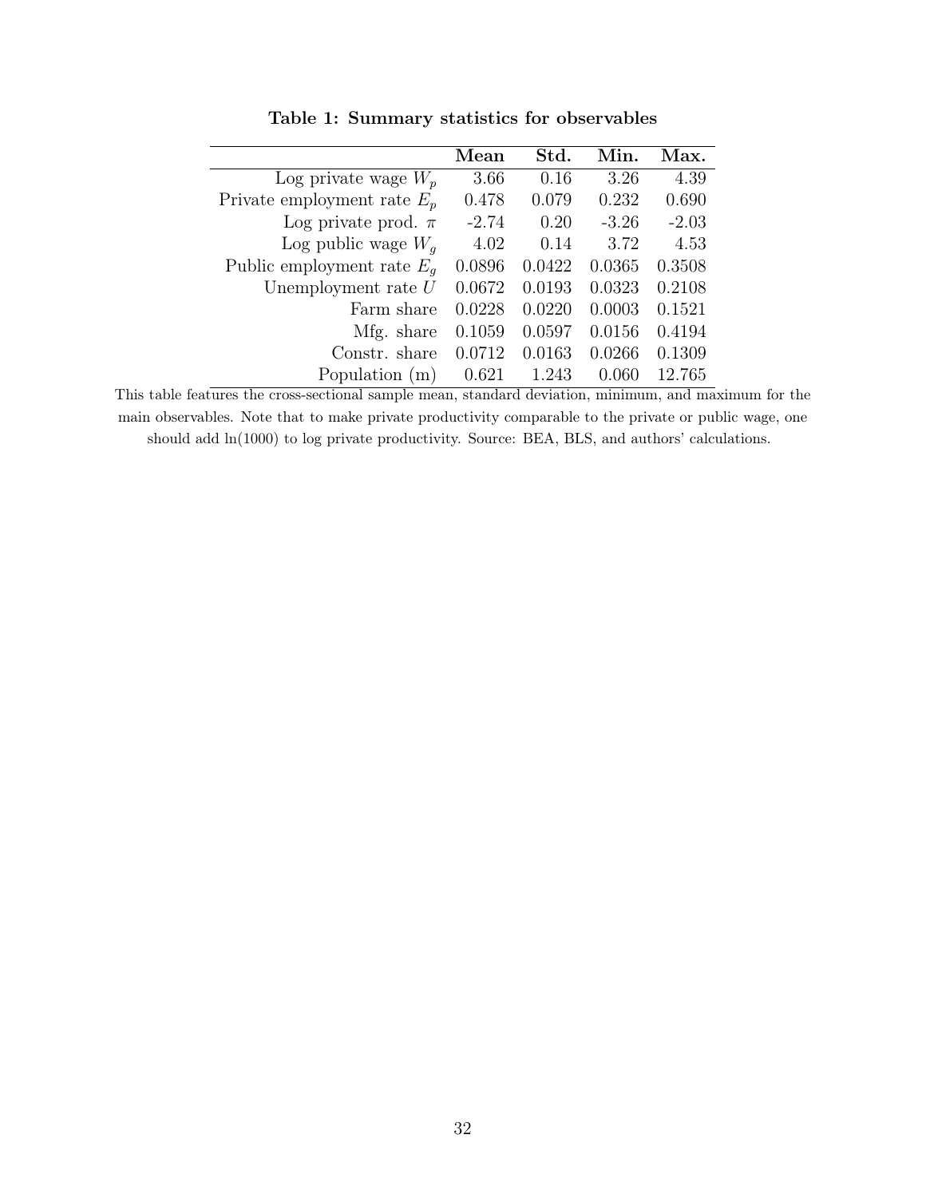**Table 1: Summary statistics for observables**

| | **Mean** | **Std.** | **Min.** | **Max.** |
|---|---|---|---|---|
| Log private wage $W_p$ | 3.66 | 0.16 | 3.26 | 4.39 |
| Private employment rate $E_p$ | 0.478 | 0.079 | 0.232 | 0.690 |
| Log private prod. $\pi$ | -2.74 | 0.20 | -3.26 | -2.03 |
| Log public wage $W_g$ | 4.02 | 0.14 | 3.72 | 4.53 |
| Public employment rate $E_g$ | 0.0896 | 0.0422 | 0.0365 | 0.3508 |
| Unemployment rate $U$ | 0.0672 | 0.0193 | 0.0323 | 0.2108 |
| Farm share | 0.0228 | 0.0220 | 0.0003 | 0.1521 |
| Mfg. share | 0.1059 | 0.0597 | 0.0156 | 0.4194 |
| Constr. share | 0.0712 | 0.0163 | 0.0266 | 0.1309 |
| Population (m) | 0.621 | 1.243 | 0.060 | 12.765 |

This table features the cross-sectional sample mean, standard deviation, minimum, and maximum for the main observables. Note that to make private productivity comparable to the private or public wage, one should add ln(1000) to log private productivity. Source: BEA, BLS, and authors' calculations.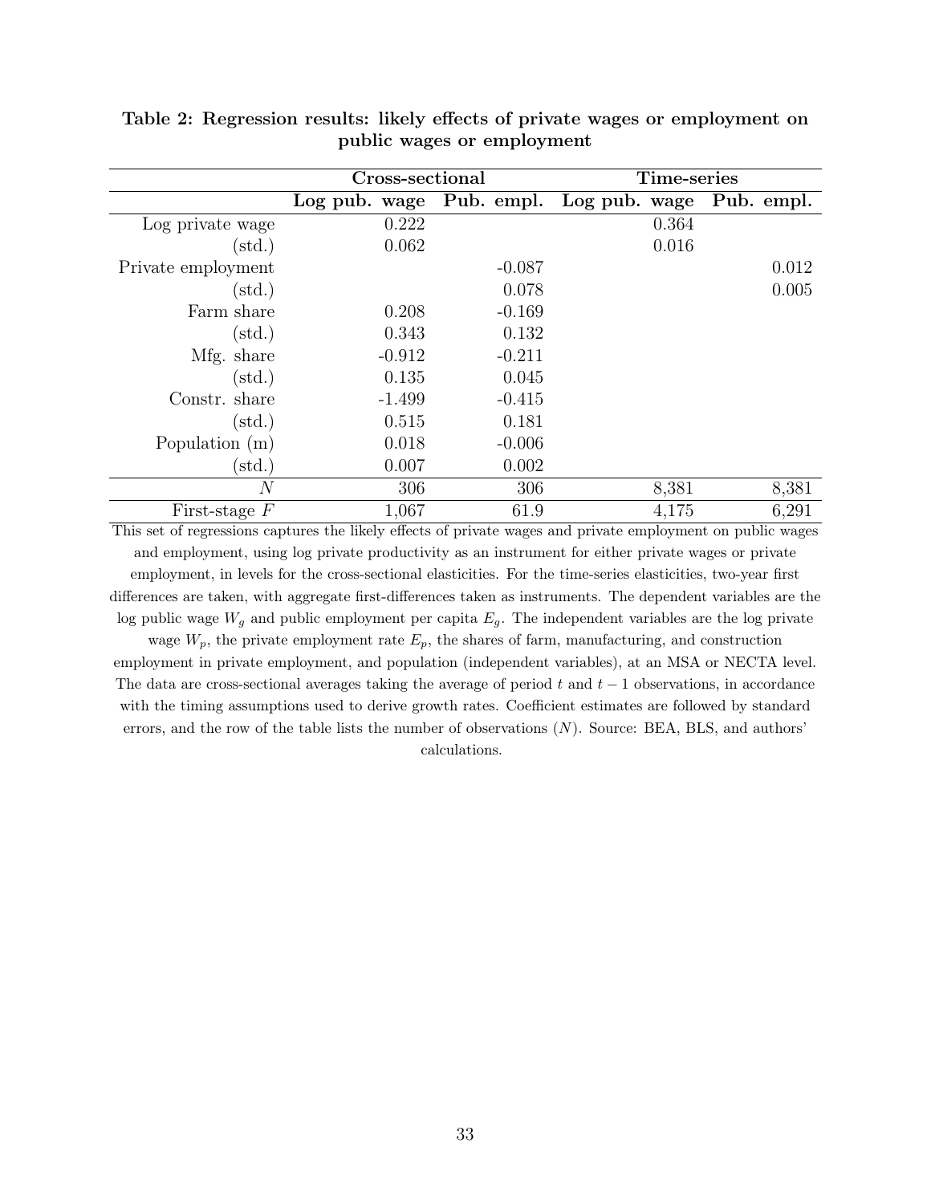**Table 2: Regression results: likely effects of private wages or employment on public wages or employment**

| | Cross-sectional | | Time-series | |
|---|---|---|---|---|
| | **Log pub. wage** | **Pub. empl.** | **Log pub. wage** | **Pub. empl.** |
| Log private wage | 0.222 | | 0.364 | |
| (std.) | 0.062 | | 0.016 | |
| Private employment | | -0.087 | | 0.012 |
| (std.) | | 0.078 | | 0.005 |
| Farm share | 0.208 | -0.169 | | |
| (std.) | 0.343 | 0.132 | | |
| Mfg. share | -0.912 | -0.211 | | |
| (std.) | 0.135 | 0.045 | | |
| Constr. share | -1.499 | -0.415 | | |
| (std.) | 0.515 | 0.181 | | |
| Population (m) | 0.018 | -0.006 | | |
| (std.) | 0.007 | 0.002 | | |
| $N$ | 306 | 306 | 8,381 | 8,381 |
| First-stage $F$ | 1,067 | 61.9 | 4,175 | 6,291 |

This set of regressions captures the likely effects of private wages and private employment on public wages and employment, using log private productivity as an instrument for either private wages or private employment, in levels for the cross-sectional elasticities. For the time-series elasticities, two-year first differences are taken, with aggregate first-differences taken as instruments. The dependent variables are the log public wage $W_g$ and public employment per capita $E_g$. The independent variables are the log private wage $W_p$, the private employment rate $E_p$, the shares of farm, manufacturing, and construction employment in private employment, and population (independent variables), at an MSA or NECTA level. The data are cross-sectional averages taking the average of period $t$ and $t-1$ observations, in accordance with the timing assumptions used to derive growth rates. Coefficient estimates are followed by standard errors, and the row of the table lists the number of observations ($N$). Source: BEA, BLS, and authors' calculations.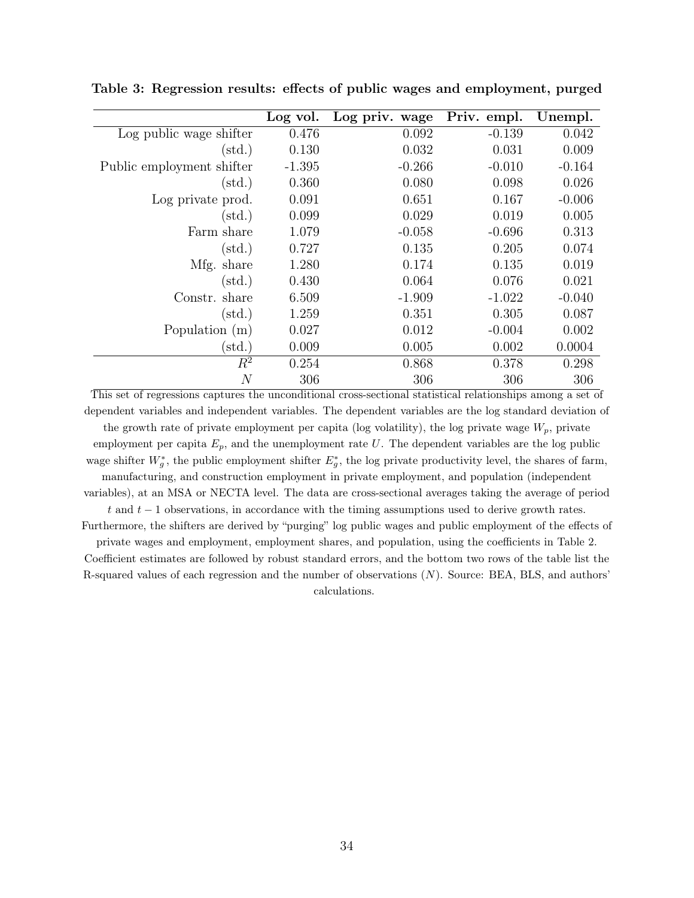**Table 3: Regression results: effects of public wages and employment, purged**

| | **Log vol.** | **Log priv. wage** | **Priv. empl.** | **Unempl.** |
|---|---|---|---|---|
| Log public wage shifter | 0.476 | 0.092 | -0.139 | 0.042 |
| (std.) | 0.130 | 0.032 | 0.031 | 0.009 |
| Public employment shifter | -1.395 | -0.266 | -0.010 | -0.164 |
| (std.) | 0.360 | 0.080 | 0.098 | 0.026 |
| Log private prod. | 0.091 | 0.651 | 0.167 | -0.006 |
| (std.) | 0.099 | 0.029 | 0.019 | 0.005 |
| Farm share | 1.079 | -0.058 | -0.696 | 0.313 |
| (std.) | 0.727 | 0.135 | 0.205 | 0.074 |
| Mfg. share | 1.280 | 0.174 | 0.135 | 0.019 |
| (std.) | 0.430 | 0.064 | 0.076 | 0.021 |
| Constr. share | 6.509 | -1.909 | -1.022 | -0.040 |
| (std.) | 1.259 | 0.351 | 0.305 | 0.087 |
| Population (m) | 0.027 | 0.012 | -0.004 | 0.002 |
| (std.) | 0.009 | 0.005 | 0.002 | 0.0004 |
| $R^2$ | 0.254 | 0.868 | 0.378 | 0.298 |
| $N$ | 306 | 306 | 306 | 306 |

This set of regressions captures the unconditional cross-sectional statistical relationships among a set of dependent variables and independent variables. The dependent variables are the log standard deviation of the growth rate of private employment per capita (log volatility), the log private wage $W_p$, private employment per capita $E_p$, and the unemployment rate $U$. The dependent variables are the log public wage shifter $W_g^*$, the public employment shifter $E_g^*$, the log private productivity level, the shares of farm, manufacturing, and construction employment in private employment, and population (independent variables), at an MSA or NECTA level. The data are cross-sectional averages taking the average of period $t$ and $t-1$ observations, in accordance with the timing assumptions used to derive growth rates. Furthermore, the shifters are derived by "purging" log public wages and public employment of the effects of private wages and employment, employment shares, and population, using the coefficients in Table 2. Coefficient estimates are followed by robust standard errors, and the bottom two rows of the table list the R-squared values of each regression and the number of observations ($N$). Source: BEA, BLS, and authors' calculations.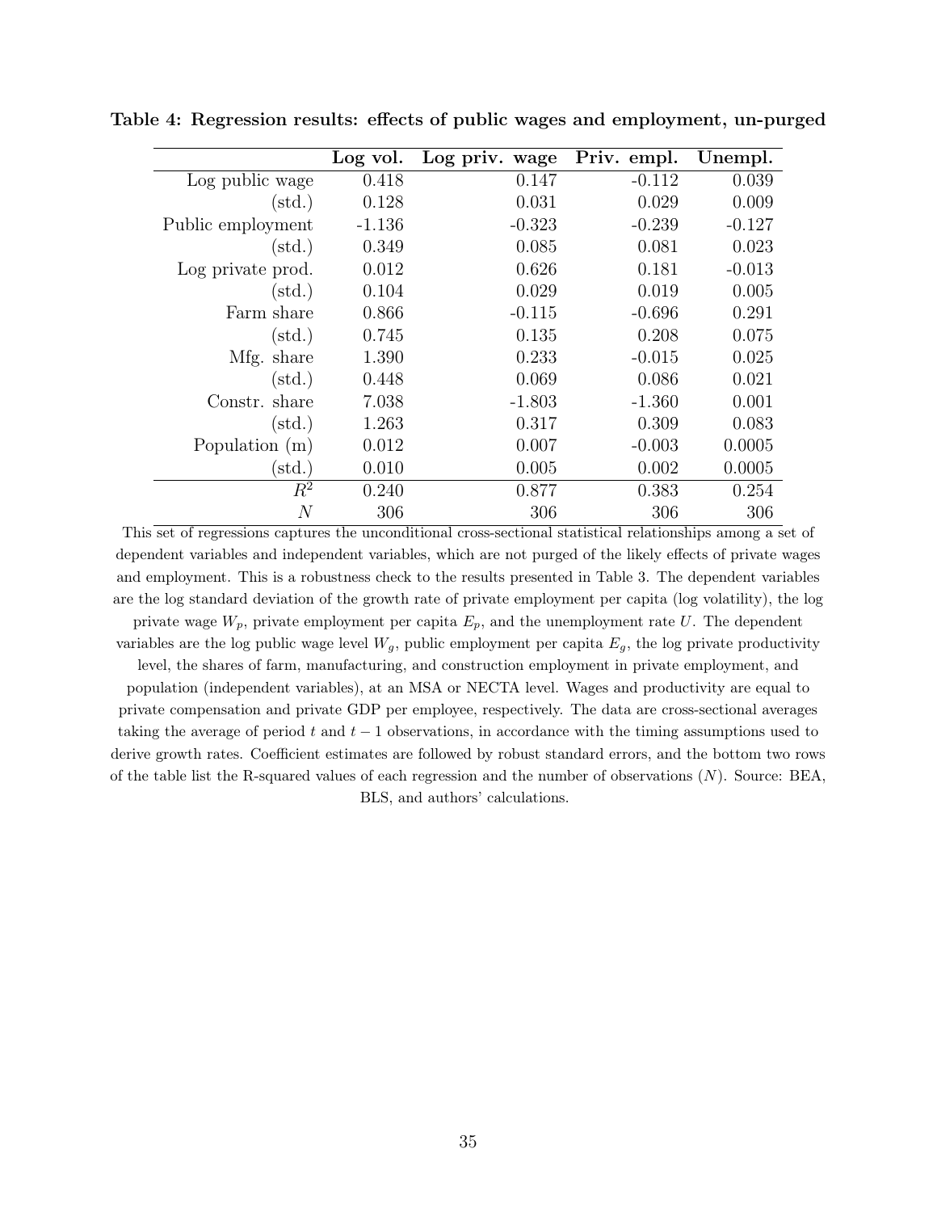**Table 4: Regression results: effects of public wages and employment, un-purged**

| | Log vol. | Log priv. wage | Priv. empl. | Unempl. |
|---|---|---|---|---|
| Log public wage | 0.418 | 0.147 | -0.112 | 0.039 |
| (std.) | 0.128 | 0.031 | 0.029 | 0.009 |
| Public employment | -1.136 | -0.323 | -0.239 | -0.127 |
| (std.) | 0.349 | 0.085 | 0.081 | 0.023 |
| Log private prod. | 0.012 | 0.626 | 0.181 | -0.013 |
| (std.) | 0.104 | 0.029 | 0.019 | 0.005 |
| Farm share | 0.866 | -0.115 | -0.696 | 0.291 |
| (std.) | 0.745 | 0.135 | 0.208 | 0.075 |
| Mfg. share | 1.390 | 0.233 | -0.015 | 0.025 |
| (std.) | 0.448 | 0.069 | 0.086 | 0.021 |
| Constr. share | 7.038 | -1.803 | -1.360 | 0.001 |
| (std.) | 1.263 | 0.317 | 0.309 | 0.083 |
| Population (m) | 0.012 | 0.007 | -0.003 | 0.0005 |
| (std.) | 0.010 | 0.005 | 0.002 | 0.0005 |
| $R^2$ | 0.240 | 0.877 | 0.383 | 0.254 |
| $N$ | 306 | 306 | 306 | 306 |

This set of regressions captures the unconditional cross-sectional statistical relationships among a set of dependent variables and independent variables, which are not purged of the likely effects of private wages and employment. This is a robustness check to the results presented in Table 3. The dependent variables are the log standard deviation of the growth rate of private employment per capita (log volatility), the log private wage $W_p$, private employment per capita $E_p$, and the unemployment rate $U$. The dependent variables are the log public wage level $W_g$, public employment per capita $E_g$, the log private productivity level, the shares of farm, manufacturing, and construction employment in private employment, and population (independent variables), at an MSA or NECTA level. Wages and productivity are equal to private compensation and private GDP per employee, respectively. The data are cross-sectional averages taking the average of period $t$ and $t-1$ observations, in accordance with the timing assumptions used to derive growth rates. Coefficient estimates are followed by robust standard errors, and the bottom two rows of the table list the R-squared values of each regression and the number of observations ($N$). Source: BEA, BLS, and authors' calculations.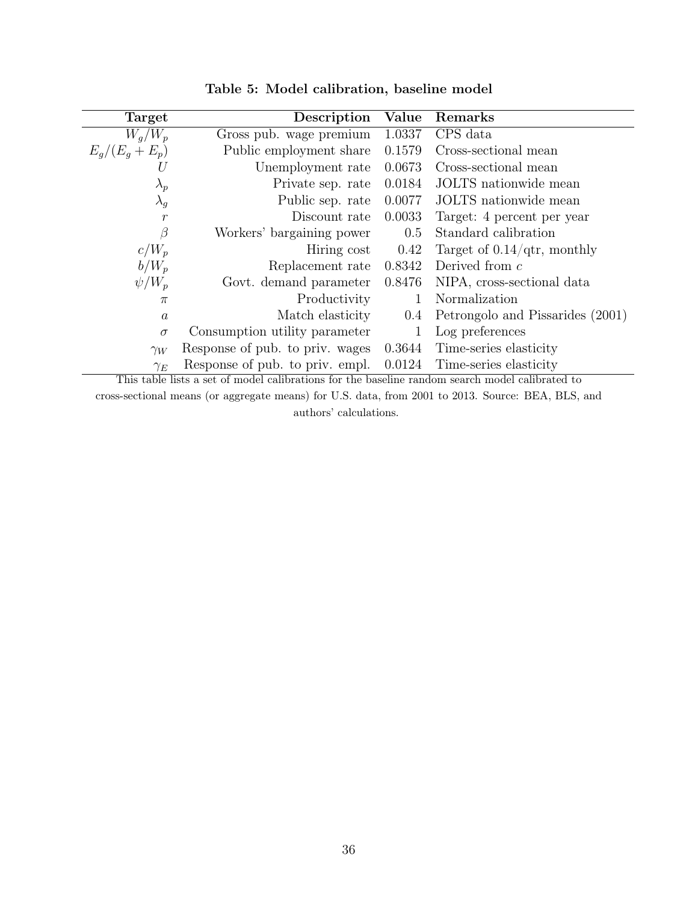**Table 5: Model calibration, baseline model**

| Target | Description | Value | Remarks |
|---|---|---|---|
| $W_g/W_p$ | Gross pub. wage premium | 1.0337 | CPS data |
| $E_g/(E_g + E_p)$ | Public employment share | 0.1579 | Cross-sectional mean |
| $U$ | Unemployment rate | 0.0673 | Cross-sectional mean |
| $\lambda_p$ | Private sep. rate | 0.0184 | JOLTS nationwide mean |
| $\lambda_g$ | Public sep. rate | 0.0077 | JOLTS nationwide mean |
| $r$ | Discount rate | 0.0033 | Target: 4 percent per year |
| $\beta$ | Workers' bargaining power | 0.5 | Standard calibration |
| $c/W_p$ | Hiring cost | 0.42 | Target of 0.14/qtr, monthly |
| $b/W_p$ | Replacement rate | 0.8342 | Derived from $c$ |
| $\psi/W_p$ | Govt. demand parameter | 0.8476 | NIPA, cross-sectional data |
| $\pi$ | Productivity | 1 | Normalization |
| $a$ | Match elasticity | 0.4 | Petrongolo and Pissarides (2001) |
| $\sigma$ | Consumption utility parameter | 1 | Log preferences |
| $\gamma_W$ | Response of pub. to priv. wages | 0.3644 | Time-series elasticity |
| $\gamma_E$ | Response of pub. to priv. empl. | 0.0124 | Time-series elasticity |

This table lists a set of model calibrations for the baseline random search model calibrated to cross-sectional means (or aggregate means) for U.S. data, from 2001 to 2013. Source: BEA, BLS, and authors' calculations.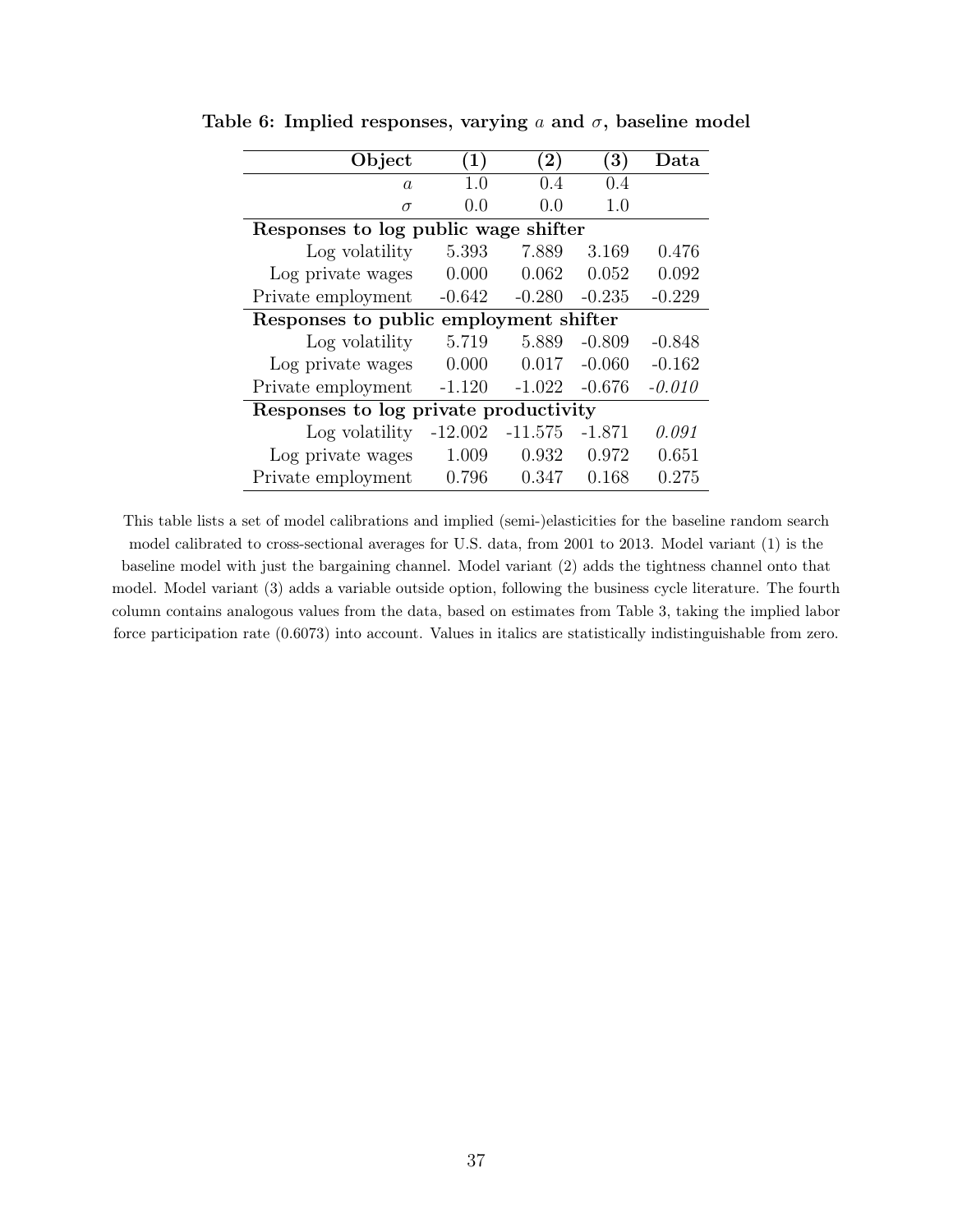**Table 6: Implied responses, varying $a$ and $\sigma$, baseline model**

| Object | (1) | (2) | (3) | Data |
|---|---|---|---|---|
| $a$ | 1.0 | 0.4 | 0.4 | |
| $\sigma$ | 0.0 | 0.0 | 1.0 | |
| **Responses to log public wage shifter** | | | | |
| Log volatility | 5.393 | 7.889 | 3.169 | 0.476 |
| Log private wages | 0.000 | 0.062 | 0.052 | 0.092 |
| Private employment | -0.642 | -0.280 | -0.235 | -0.229 |
| **Responses to public employment shifter** | | | | |
| Log volatility | 5.719 | 5.889 | -0.809 | -0.848 |
| Log private wages | 0.000 | 0.017 | -0.060 | -0.162 |
| Private employment | -1.120 | -1.022 | -0.676 | *-0.010* |
| **Responses to log private productivity** | | | | |
| Log volatility | -12.002 | -11.575 | -1.871 | *0.091* |
| Log private wages | 1.009 | 0.932 | 0.972 | 0.651 |
| Private employment | 0.796 | 0.347 | 0.168 | 0.275 |

This table lists a set of model calibrations and implied (semi-)elasticities for the baseline random search model calibrated to cross-sectional averages for U.S. data, from 2001 to 2013. Model variant (1) is the baseline model with just the bargaining channel. Model variant (2) adds the tightness channel onto that model. Model variant (3) adds a variable outside option, following the business cycle literature. The fourth column contains analogous values from the data, based on estimates from Table 3, taking the implied labor force participation rate (0.6073) into account. Values in italics are statistically indistinguishable from zero.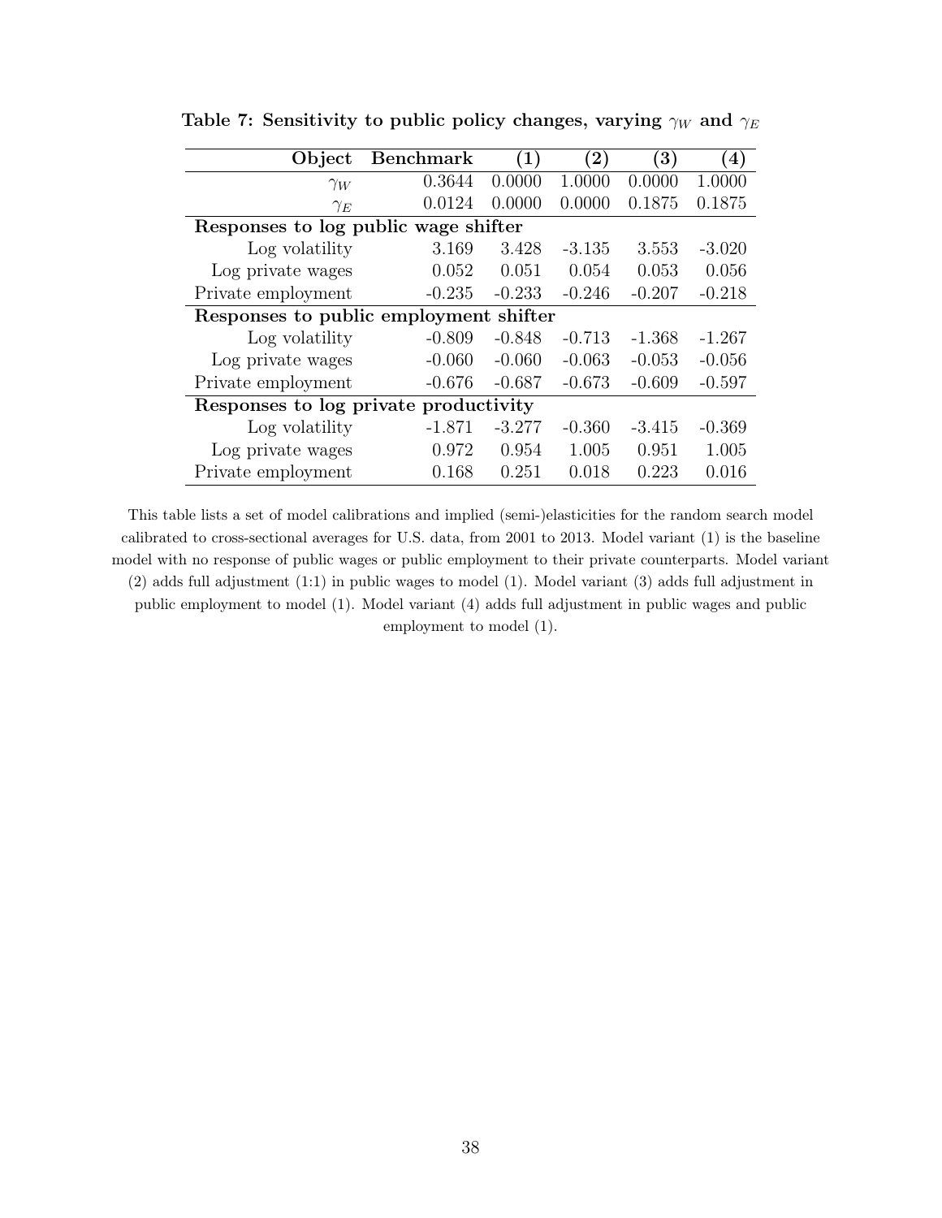**Table 7: Sensitivity to public policy changes, varying $\gamma_W$ and $\gamma_E$**

| Object | Benchmark | (1) | (2) | (3) | (4) |
|---|---|---|---|---|---|
| $\gamma_W$ | 0.3644 | 0.0000 | 1.0000 | 0.0000 | 1.0000 |
| $\gamma_E$ | 0.0124 | 0.0000 | 0.0000 | 0.1875 | 0.1875 |
| **Responses to log public wage shifter** | | | | | |
| Log volatility | 3.169 | 3.428 | -3.135 | 3.553 | -3.020 |
| Log private wages | 0.052 | 0.051 | 0.054 | 0.053 | 0.056 |
| Private employment | -0.235 | -0.233 | -0.246 | -0.207 | -0.218 |
| **Responses to public employment shifter** | | | | | |
| Log volatility | -0.809 | -0.848 | -0.713 | -1.368 | -1.267 |
| Log private wages | -0.060 | -0.060 | -0.063 | -0.053 | -0.056 |
| Private employment | -0.676 | -0.687 | -0.673 | -0.609 | -0.597 |
| **Responses to log private productivity** | | | | | |
| Log volatility | -1.871 | -3.277 | -0.360 | -3.415 | -0.369 |
| Log private wages | 0.972 | 0.954 | 1.005 | 0.951 | 1.005 |
| Private employment | 0.168 | 0.251 | 0.018 | 0.223 | 0.016 |

This table lists a set of model calibrations and implied (semi-)elasticities for the random search model calibrated to cross-sectional averages for U.S. data, from 2001 to 2013. Model variant (1) is the baseline model with no response of public wages or public employment to their private counterparts. Model variant (2) adds full adjustment (1:1) in public wages to model (1). Model variant (3) adds full adjustment in public employment to model (1). Model variant (4) adds full adjustment in public wages and public employment to model (1).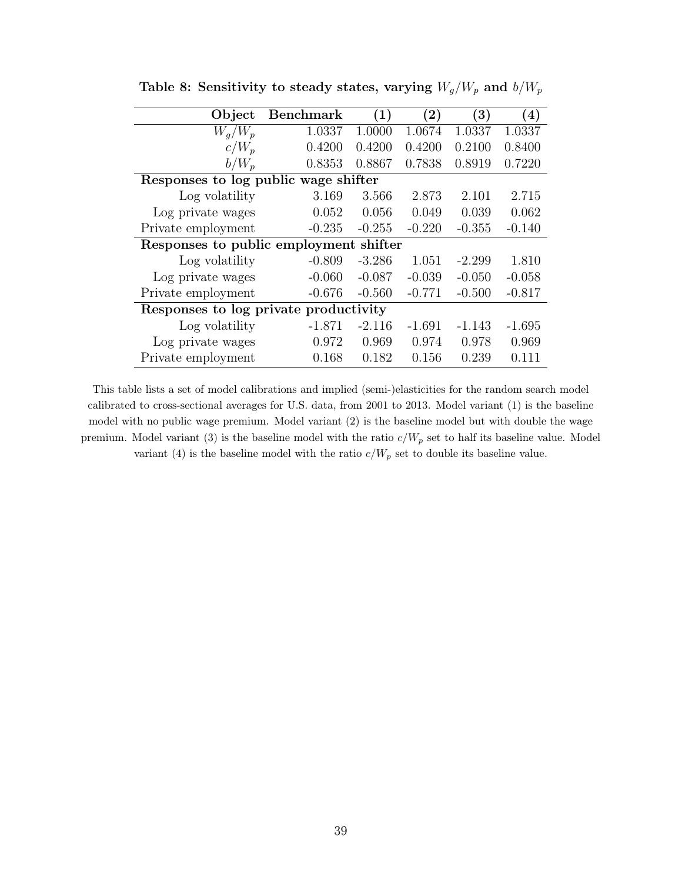**Table 8: Sensitivity to steady states, varying $W_g/W_p$ and $b/W_p$**

| Object | Benchmark | (1) | (2) | (3) | (4) |
|---|---|---|---|---|---|
| $W_g/W_p$ | 1.0337 | 1.0000 | 1.0674 | 1.0337 | 1.0337 |
| $c/W_p$ | 0.4200 | 0.4200 | 0.4200 | 0.2100 | 0.8400 |
| $b/W_p$ | 0.8353 | 0.8867 | 0.7838 | 0.8919 | 0.7220 |
| **Responses to log public wage shifter** | | | | | |
| Log volatility | 3.169 | 3.566 | 2.873 | 2.101 | 2.715 |
| Log private wages | 0.052 | 0.056 | 0.049 | 0.039 | 0.062 |
| Private employment | -0.235 | -0.255 | -0.220 | -0.355 | -0.140 |
| **Responses to public employment shifter** | | | | | |
| Log volatility | -0.809 | -3.286 | 1.051 | -2.299 | 1.810 |
| Log private wages | -0.060 | -0.087 | -0.039 | -0.050 | -0.058 |
| Private employment | -0.676 | -0.560 | -0.771 | -0.500 | -0.817 |
| **Responses to log private productivity** | | | | | |
| Log volatility | -1.871 | -2.116 | -1.691 | -1.143 | -1.695 |
| Log private wages | 0.972 | 0.969 | 0.974 | 0.978 | 0.969 |
| Private employment | 0.168 | 0.182 | 0.156 | 0.239 | 0.111 |

This table lists a set of model calibrations and implied (semi-)elasticities for the random search model calibrated to cross-sectional averages for U.S. data, from 2001 to 2013. Model variant (1) is the baseline model with no public wage premium. Model variant (2) is the baseline model but with double the wage premium. Model variant (3) is the baseline model with the ratio $c/W_p$ set to half its baseline value. Model variant (4) is the baseline model with the ratio $c/W_p$ set to double its baseline value.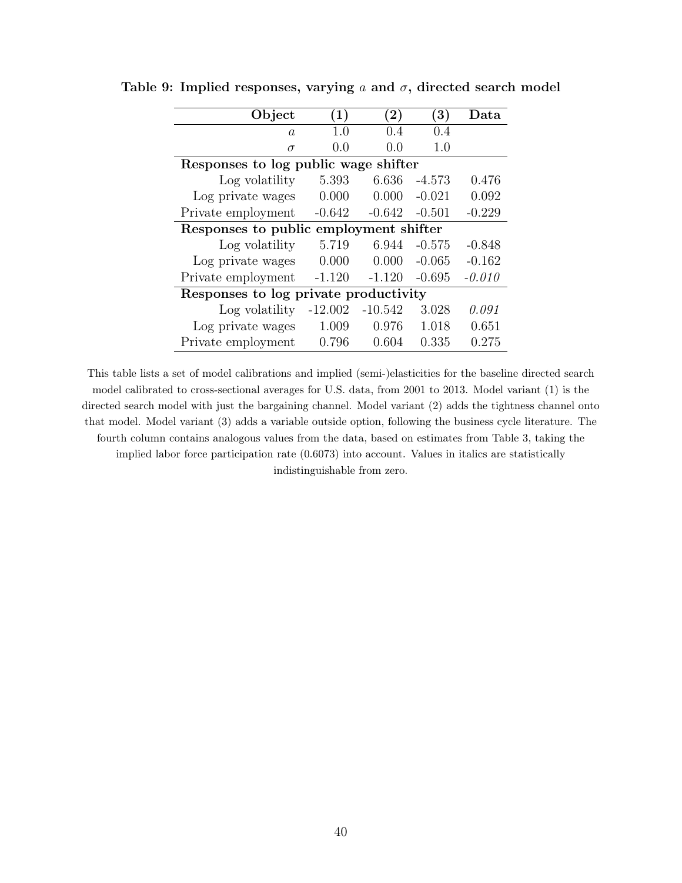**Table 9: Implied responses, varying $a$ and $\sigma$, directed search model**

| Object | (1) | (2) | (3) | Data |
|---|---|---|---|---|
| $a$ | 1.0 | 0.4 | 0.4 | |
| $\sigma$ | 0.0 | 0.0 | 1.0 | |
| **Responses to log public wage shifter** | | | | |
| Log volatility | 5.393 | 6.636 | -4.573 | 0.476 |
| Log private wages | 0.000 | 0.000 | -0.021 | 0.092 |
| Private employment | -0.642 | -0.642 | -0.501 | -0.229 |
| **Responses to public employment shifter** | | | | |
| Log volatility | 5.719 | 6.944 | -0.575 | -0.848 |
| Log private wages | 0.000 | 0.000 | -0.065 | -0.162 |
| Private employment | -1.120 | -1.120 | -0.695 | *-0.010* |
| **Responses to log private productivity** | | | | |
| Log volatility | -12.002 | -10.542 | 3.028 | *0.091* |
| Log private wages | 1.009 | 0.976 | 1.018 | 0.651 |
| Private employment | 0.796 | 0.604 | 0.335 | 0.275 |

This table lists a set of model calibrations and implied (semi-)elasticities for the baseline directed search model calibrated to cross-sectional averages for U.S. data, from 2001 to 2013. Model variant (1) is the directed search model with just the bargaining channel. Model variant (2) adds the tightness channel onto that model. Model variant (3) adds a variable outside option, following the business cycle literature. The fourth column contains analogous values from the data, based on estimates from Table 3, taking the implied labor force participation rate (0.6073) into account. Values in italics are statistically indistinguishable from zero.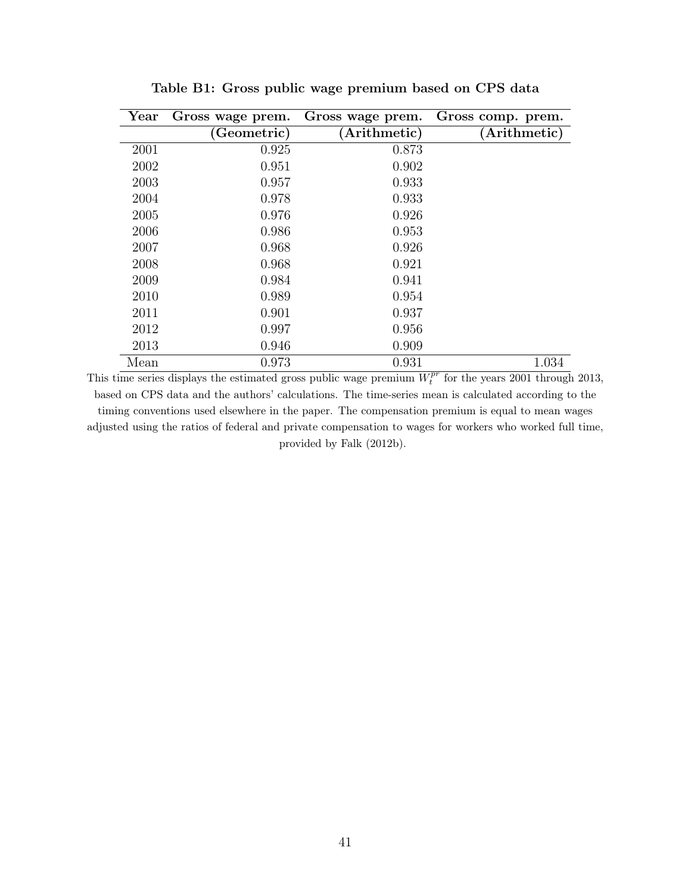**Table B1: Gross public wage premium based on CPS data**

| Year | Gross wage prem. (Geometric) | Gross wage prem. (Arithmetic) | Gross comp. prem. (Arithmetic) |
|---|---|---|---|
| 2001 | 0.925 | 0.873 | |
| 2002 | 0.951 | 0.902 | |
| 2003 | 0.957 | 0.933 | |
| 2004 | 0.978 | 0.933 | |
| 2005 | 0.976 | 0.926 | |
| 2006 | 0.986 | 0.953 | |
| 2007 | 0.968 | 0.926 | |
| 2008 | 0.968 | 0.921 | |
| 2009 | 0.984 | 0.941 | |
| 2010 | 0.989 | 0.954 | |
| 2011 | 0.901 | 0.937 | |
| 2012 | 0.997 | 0.956 | |
| 2013 | 0.946 | 0.909 | |
| Mean | 0.973 | 0.931 | 1.034 |

This time series displays the estimated gross public wage premium $W_t^{pr}$ for the years 2001 through 2013, based on CPS data and the authors' calculations. The time-series mean is calculated according to the timing conventions used elsewhere in the paper. The compensation premium is equal to mean wages adjusted using the ratios of federal and private compensation to wages for workers who worked full time, provided by Falk (2012b).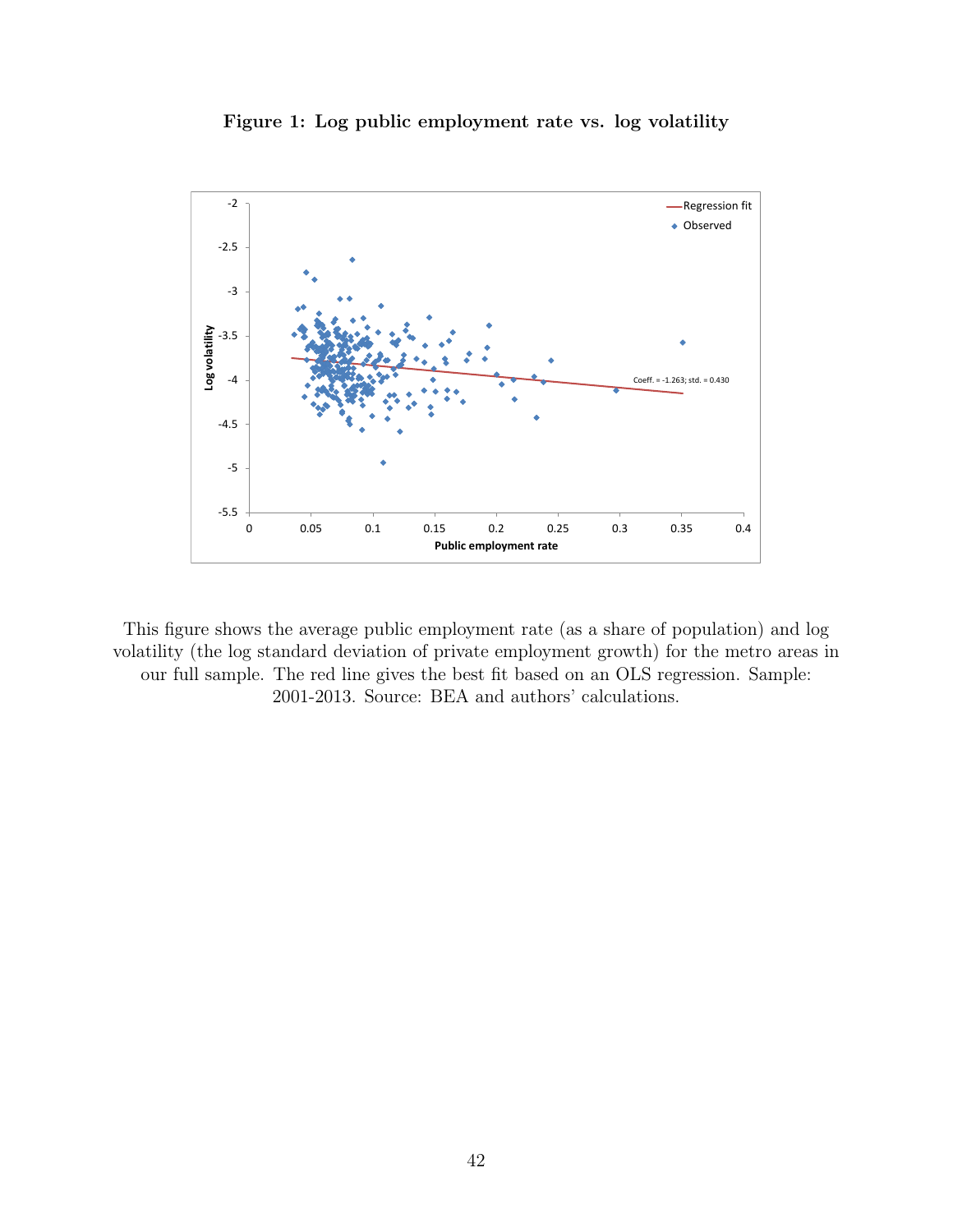**Figure 1: Log public employment rate vs. log volatility**

This figure shows the average public employment rate (as a share of population) and log volatility (the log standard deviation of private employment growth) for the metro areas in our full sample. The red line gives the best fit based on an OLS regression. Sample: 2001-2013. Source: BEA and authors' calculations.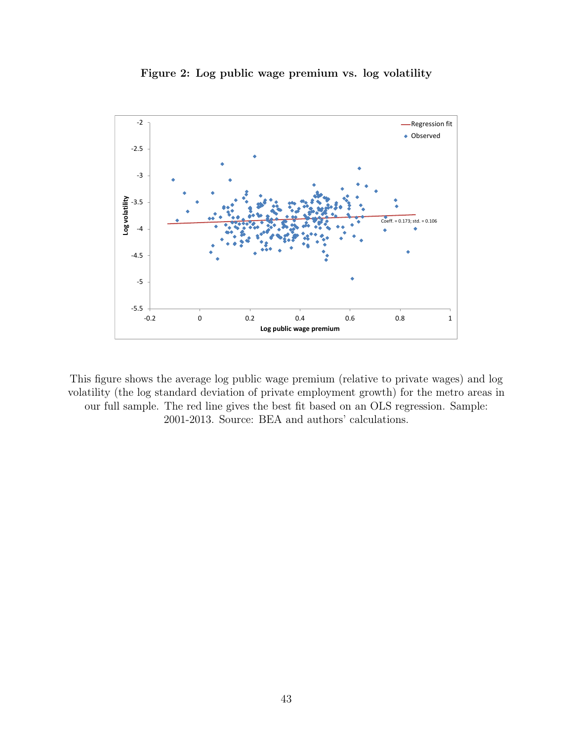**Figure 2: Log public wage premium vs. log volatility**

Regression fit

Observed

Log volatility

-2

-2.5

-3

-3.5

-4

-4.5

-5

-5.5

-0.2

0

0.2

0.4

0.6

0.8

1

Log public wage premium

Coeff. = 0.173; std. = 0.106

This figure shows the average log public wage premium (relative to private wages) and log volatility (the log standard deviation of private employment growth) for the metro areas in our full sample. The red line gives the best fit based on an OLS regression. Sample: 2001-2013. Source: BEA and authors' calculations.